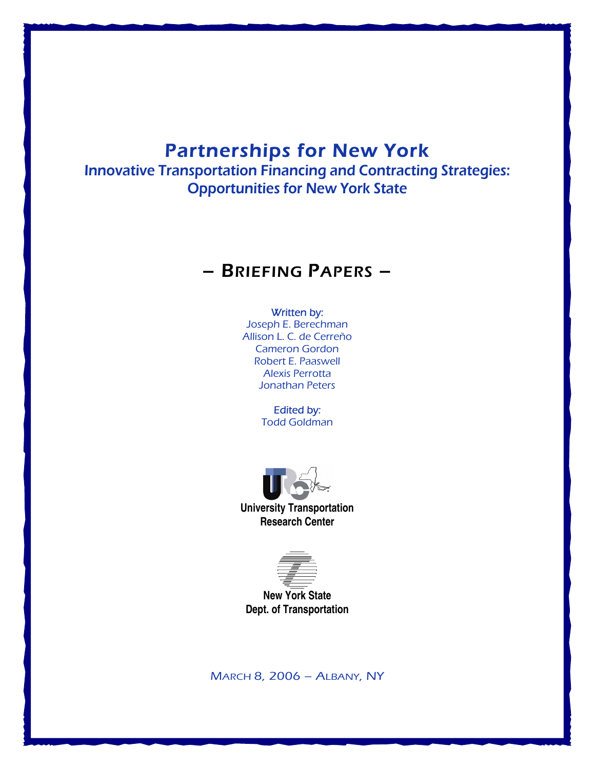# Partnerships for New York

## Innovative Transportation Financing and Contracting Strategies: Opportunities for New York State

## – Briefing Papers –

Written by:
Joseph E. Berechman
Allison L. C. de Cerreño
Cameron Gordon
Robert E. Paaswell
Alexis Perrotta
Jonathan Peters

Edited by:
Todd Goldman

**University Transportation Research Center**

**New York State Dept. of Transportation**

March 8, 2006 – Albany, NY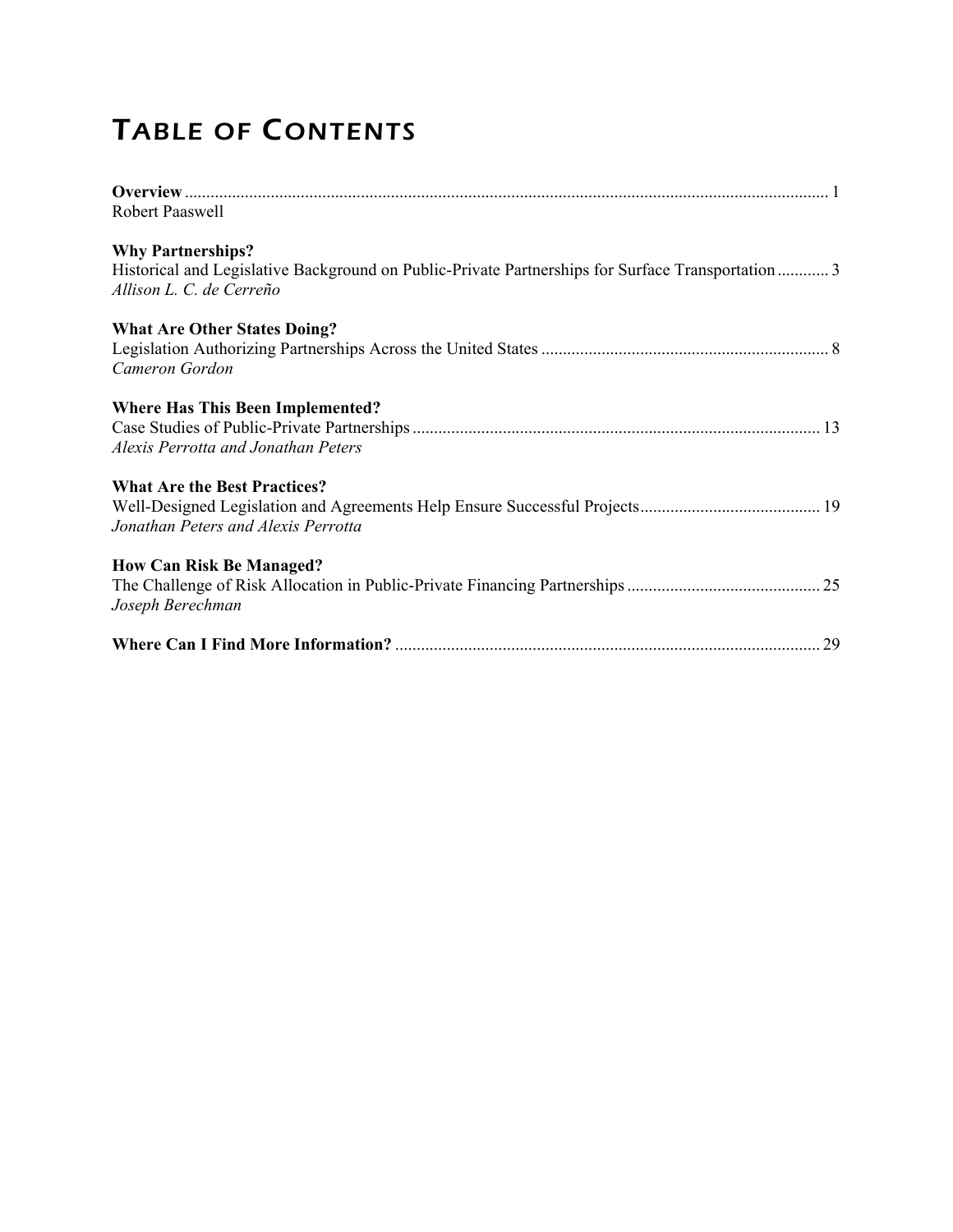# Table of Contents

**Overview** ..................................................................................................................................................... 1
Robert Paaswell

**Why Partnerships?**
Historical and Legislative Background on Public-Private Partnerships for Surface Transportation ............ 3
*Allison L. C. de Cerreño*

**What Are Other States Doing?**
Legislation Authorizing Partnerships Across the United States .................................................................. 8
*Cameron Gordon*

**Where Has This Been Implemented?**
Case Studies of Public-Private Partnerships ............................................................................................. 13
*Alexis Perrotta and Jonathan Peters*

**What Are the Best Practices?**
Well-Designed Legislation and Agreements Help Ensure Successful Projects .......................................... 19
*Jonathan Peters and Alexis Perrotta*

**How Can Risk Be Managed?**
The Challenge of Risk Allocation in Public-Private Financing Partnerships ............................................ 25
*Joseph Berechman*

**Where Can I Find More Information?** ................................................................................................. 29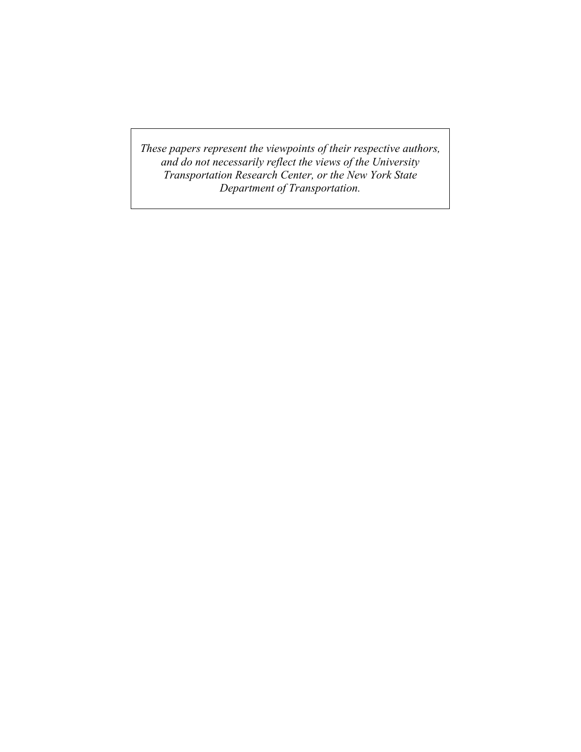*These papers represent the viewpoints of their respective authors, and do not necessarily reflect the views of the University Transportation Research Center, or the New York State Department of Transportation.*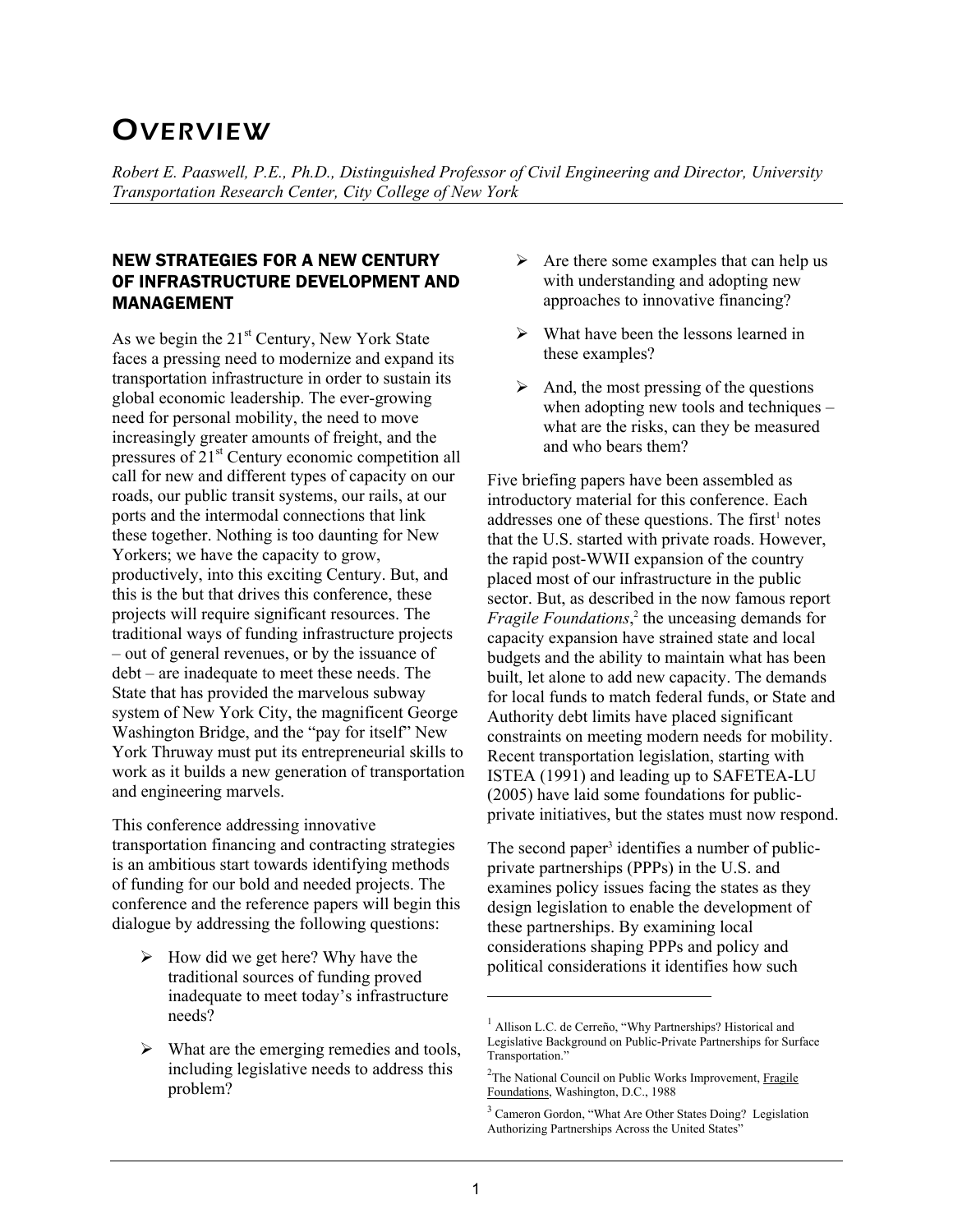# OVERVIEW

*Robert E. Paaswell, P.E., Ph.D., Distinguished Professor of Civil Engineering and Director, University Transportation Research Center, City College of New York*

## NEW STRATEGIES FOR A NEW CENTURY OF INFRASTRUCTURE DEVELOPMENT AND MANAGEMENT

As we begin the 21st Century, New York State faces a pressing need to modernize and expand its transportation infrastructure in order to sustain its global economic leadership. The ever-growing need for personal mobility, the need to move increasingly greater amounts of freight, and the pressures of 21st Century economic competition all call for new and different types of capacity on our roads, our public transit systems, our rails, at our ports and the intermodal connections that link these together. Nothing is too daunting for New Yorkers; we have the capacity to grow, productively, into this exciting Century. But, and this is the but that drives this conference, these projects will require significant resources. The traditional ways of funding infrastructure projects – out of general revenues, or by the issuance of debt – are inadequate to meet these needs. The State that has provided the marvelous subway system of New York City, the magnificent George Washington Bridge, and the "pay for itself" New York Thruway must put its entrepreneurial skills to work as it builds a new generation of transportation and engineering marvels.

This conference addressing innovative transportation financing and contracting strategies is an ambitious start towards identifying methods of funding for our bold and needed projects. The conference and the reference papers will begin this dialogue by addressing the following questions:

- How did we get here? Why have the traditional sources of funding proved inadequate to meet today's infrastructure needs?
- What are the emerging remedies and tools, including legislative needs to address this problem?
- Are there some examples that can help us with understanding and adopting new approaches to innovative financing?
- What have been the lessons learned in these examples?
- And, the most pressing of the questions when adopting new tools and techniques – what are the risks, can they be measured and who bears them?

Five briefing papers have been assembled as introductory material for this conference. Each addresses one of these questions. The first[1] notes that the U.S. started with private roads. However, the rapid post-WWII expansion of the country placed most of our infrastructure in the public sector. But, as described in the now famous report *Fragile Foundations*,[2] the unceasing demands for capacity expansion have strained state and local budgets and the ability to maintain what has been built, let alone to add new capacity. The demands for local funds to match federal funds, or State and Authority debt limits have placed significant constraints on meeting modern needs for mobility. Recent transportation legislation, starting with ISTEA (1991) and leading up to SAFETEA-LU (2005) have laid some foundations for public-private initiatives, but the states must now respond.

The second paper[3] identifies a number of public-private partnerships (PPPs) in the U.S. and examines policy issues facing the states as they design legislation to enable the development of these partnerships. By examining local considerations shaping PPPs and policy and political considerations it identifies how such

---

[1] Allison L.C. de Cerreño, "Why Partnerships? Historical and Legislative Background on Public-Private Partnerships for Surface Transportation."

[2] The National Council on Public Works Improvement, Fragile Foundations, Washington, D.C., 1988

[3] Cameron Gordon, "What Are Other States Doing? Legislation Authorizing Partnerships Across the United States"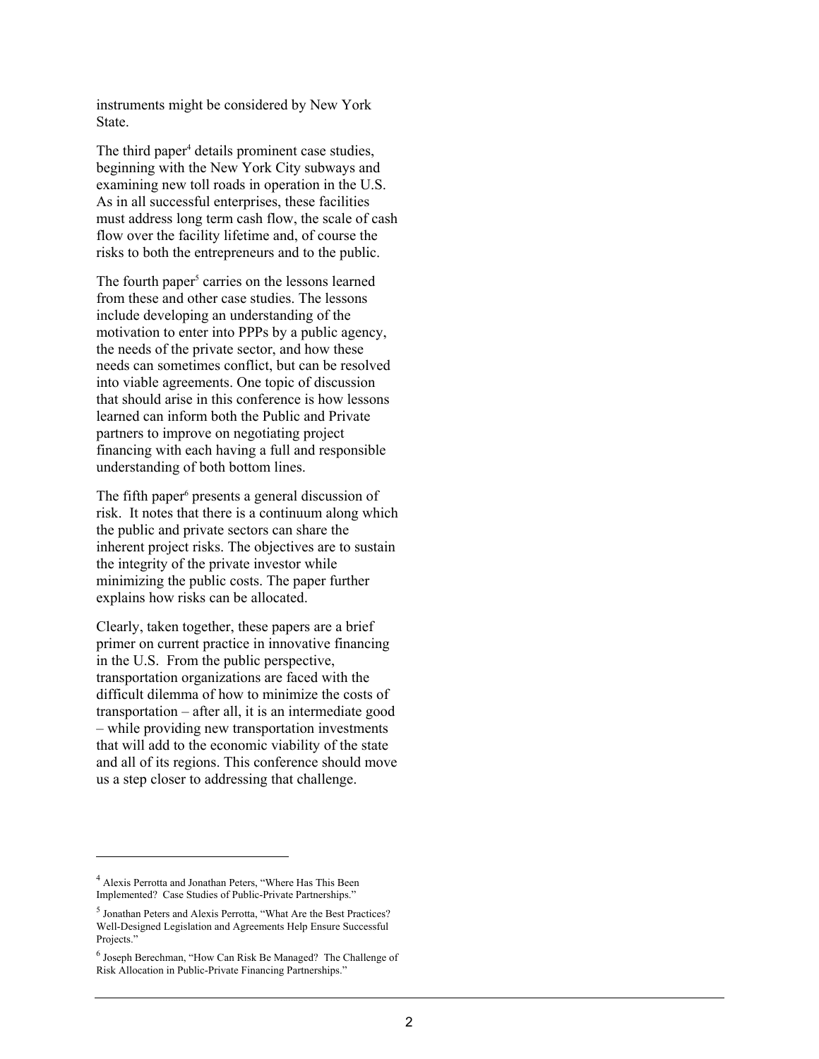instruments might be considered by New York State.

The third paper[4] details prominent case studies, beginning with the New York City subways and examining new toll roads in operation in the U.S. As in all successful enterprises, these facilities must address long term cash flow, the scale of cash flow over the facility lifetime and, of course the risks to both the entrepreneurs and to the public.

The fourth paper[5] carries on the lessons learned from these and other case studies. The lessons include developing an understanding of the motivation to enter into PPPs by a public agency, the needs of the private sector, and how these needs can sometimes conflict, but can be resolved into viable agreements. One topic of discussion that should arise in this conference is how lessons learned can inform both the Public and Private partners to improve on negotiating project financing with each having a full and responsible understanding of both bottom lines.

The fifth paper[6] presents a general discussion of risk. It notes that there is a continuum along which the public and private sectors can share the inherent project risks. The objectives are to sustain the integrity of the private investor while minimizing the public costs. The paper further explains how risks can be allocated.

Clearly, taken together, these papers are a brief primer on current practice in innovative financing in the U.S. From the public perspective, transportation organizations are faced with the difficult dilemma of how to minimize the costs of transportation – after all, it is an intermediate good – while providing new transportation investments that will add to the economic viability of the state and all of its regions. This conference should move us a step closer to addressing that challenge.

---

[4] Alexis Perrotta and Jonathan Peters, "Where Has This Been Implemented? Case Studies of Public-Private Partnerships."

[5] Jonathan Peters and Alexis Perrotta, "What Are the Best Practices? Well-Designed Legislation and Agreements Help Ensure Successful Projects."

[6] Joseph Berechman, "How Can Risk Be Managed? The Challenge of Risk Allocation in Public-Private Financing Partnerships."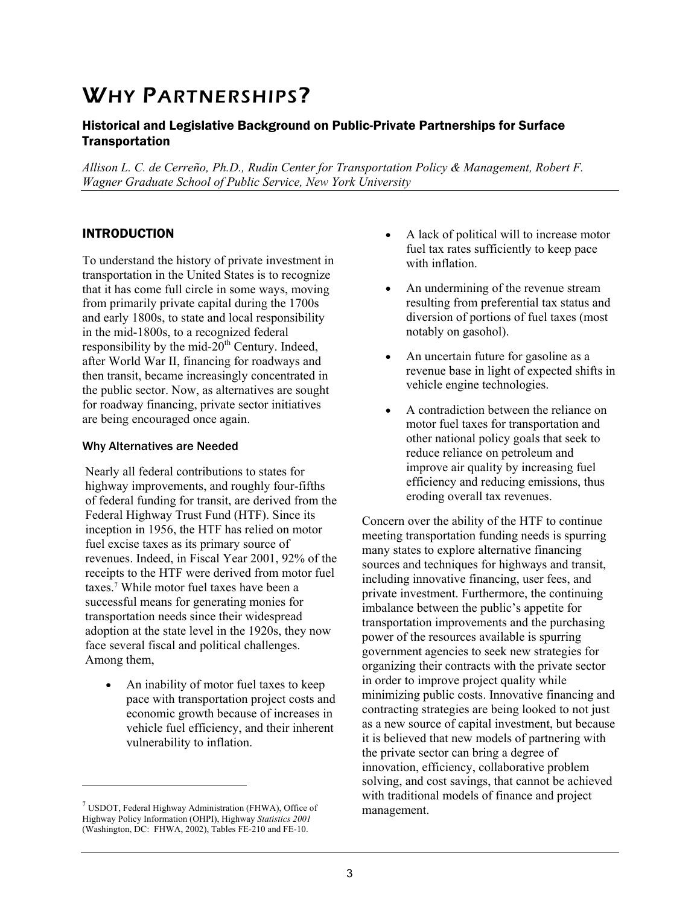# WHY PARTNERSHIPS?

### Historical and Legislative Background on Public-Private Partnerships for Surface Transportation

*Allison L. C. de Cerreño, Ph.D., Rudin Center for Transportation Policy & Management, Robert F. Wagner Graduate School of Public Service, New York University*

## INTRODUCTION

To understand the history of private investment in transportation in the United States is to recognize that it has come full circle in some ways, moving from primarily private capital during the 1700s and early 1800s, to state and local responsibility in the mid-1800s, to a recognized federal responsibility by the mid-20th Century. Indeed, after World War II, financing for roadways and then transit, became increasingly concentrated in the public sector. Now, as alternatives are sought for roadway financing, private sector initiatives are being encouraged once again.

### Why Alternatives are Needed

Nearly all federal contributions to states for highway improvements, and roughly four-fifths of federal funding for transit, are derived from the Federal Highway Trust Fund (HTF). Since its inception in 1956, the HTF has relied on motor fuel excise taxes as its primary source of revenues. Indeed, in Fiscal Year 2001, 92% of the receipts to the HTF were derived from motor fuel taxes.[7] While motor fuel taxes have been a successful means for generating monies for transportation needs since their widespread adoption at the state level in the 1920s, they now face several fiscal and political challenges. Among them,

- An inability of motor fuel taxes to keep pace with transportation project costs and economic growth because of increases in vehicle fuel efficiency, and their inherent vulnerability to inflation.
- A lack of political will to increase motor fuel tax rates sufficiently to keep pace with inflation.
- An undermining of the revenue stream resulting from preferential tax status and diversion of portions of fuel taxes (most notably on gasohol).
- An uncertain future for gasoline as a revenue base in light of expected shifts in vehicle engine technologies.
- A contradiction between the reliance on motor fuel taxes for transportation and other national policy goals that seek to reduce reliance on petroleum and improve air quality by increasing fuel efficiency and reducing emissions, thus eroding overall tax revenues.

Concern over the ability of the HTF to continue meeting transportation funding needs is spurring many states to explore alternative financing sources and techniques for highways and transit, including innovative financing, user fees, and private investment. Furthermore, the continuing imbalance between the public's appetite for transportation improvements and the purchasing power of the resources available is spurring government agencies to seek new strategies for organizing their contracts with the private sector in order to improve project quality while minimizing public costs. Innovative financing and contracting strategies are being looked to not just as a new source of capital investment, but because it is believed that new models of partnering with the private sector can bring a degree of innovation, efficiency, collaborative problem solving, and cost savings, that cannot be achieved with traditional models of finance and project management.

---

[7] USDOT, Federal Highway Administration (FHWA), Office of Highway Policy Information (OHPI), Highway *Statistics 2001* (Washington, DC: FHWA, 2002), Tables FE-210 and FE-10.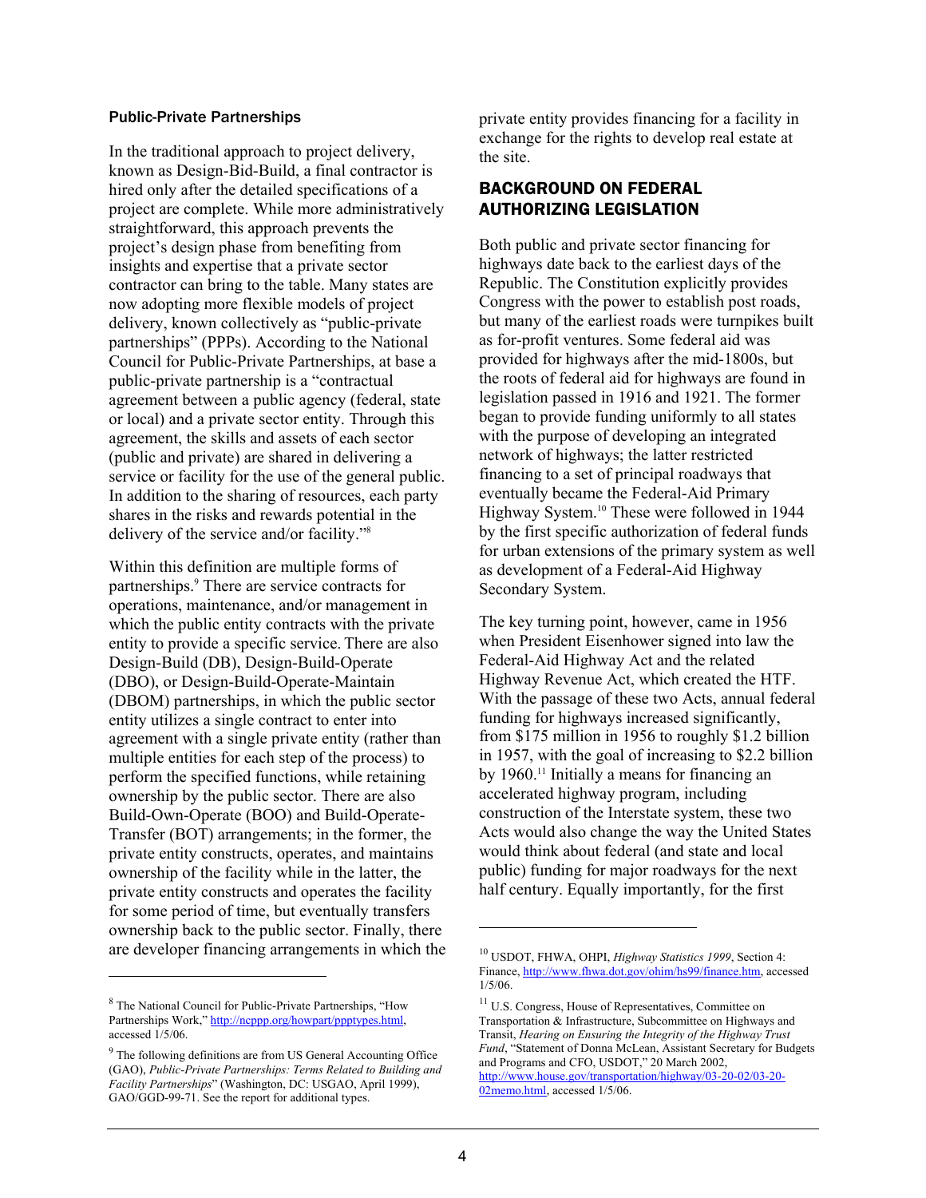### Public-Private Partnerships

In the traditional approach to project delivery, known as Design-Bid-Build, a final contractor is hired only after the detailed specifications of a project are complete. While more administratively straightforward, this approach prevents the project's design phase from benefiting from insights and expertise that a private sector contractor can bring to the table. Many states are now adopting more flexible models of project delivery, known collectively as "public-private partnerships" (PPPs). According to the National Council for Public-Private Partnerships, at base a public-private partnership is a "contractual agreement between a public agency (federal, state or local) and a private sector entity. Through this agreement, the skills and assets of each sector (public and private) are shared in delivering a service or facility for the use of the general public. In addition to the sharing of resources, each party shares in the risks and rewards potential in the delivery of the service and/or facility."[8]

Within this definition are multiple forms of partnerships.[9] There are service contracts for operations, maintenance, and/or management in which the public entity contracts with the private entity to provide a specific service. There are also Design-Build (DB), Design-Build-Operate (DBO), or Design-Build-Operate-Maintain (DBOM) partnerships, in which the public sector entity utilizes a single contract to enter into agreement with a single private entity (rather than multiple entities for each step of the process) to perform the specified functions, while retaining ownership by the public sector. There are also Build-Own-Operate (BOO) and Build-Operate-Transfer (BOT) arrangements; in the former, the private entity constructs, operates, and maintains ownership of the facility while in the latter, the private entity constructs and operates the facility for some period of time, but eventually transfers ownership back to the public sector. Finally, there are developer financing arrangements in which the private entity provides financing for a facility in exchange for the rights to develop real estate at the site.

## BACKGROUND ON FEDERAL AUTHORIZING LEGISLATION

Both public and private sector financing for highways date back to the earliest days of the Republic. The Constitution explicitly provides Congress with the power to establish post roads, but many of the earliest roads were turnpikes built as for-profit ventures. Some federal aid was provided for highways after the mid-1800s, but the roots of federal aid for highways are found in legislation passed in 1916 and 1921. The former began to provide funding uniformly to all states with the purpose of developing an integrated network of highways; the latter restricted financing to a set of principal roadways that eventually became the Federal-Aid Primary Highway System.[10] These were followed in 1944 by the first specific authorization of federal funds for urban extensions of the primary system as well as development of a Federal-Aid Highway Secondary System.

The key turning point, however, came in 1956 when President Eisenhower signed into law the Federal-Aid Highway Act and the related Highway Revenue Act, which created the HTF. With the passage of these two Acts, annual federal funding for highways increased significantly, from $175 million in 1956 to roughly $1.2 billion in 1957, with the goal of increasing to $2.2 billion by 1960.[11] Initially a means for financing an accelerated highway program, including construction of the Interstate system, these two Acts would also change the way the United States would think about federal (and state and local public) funding for major roadways for the next half century. Equally importantly, for the first

---

[8] The National Council for Public-Private Partnerships, "How Partnerships Work," http://ncppp.org/howpart/ppptypes.html, accessed 1/5/06.

[9] The following definitions are from US General Accounting Office (GAO), *Public-Private Partnerships: Terms Related to Building and Facility Partnerships*" (Washington, DC: USGAO, April 1999), GAO/GGD-99-71. See the report for additional types.

[10] USDOT, FHWA, OHPI, *Highway Statistics 1999*, Section 4: Finance, http://www.fhwa.dot.gov/ohim/hs99/finance.htm, accessed 1/5/06.

[11] U.S. Congress, House of Representatives, Committee on Transportation & Infrastructure, Subcommittee on Highways and Transit, *Hearing on Ensuring the Integrity of the Highway Trust Fund*, "Statement of Donna McLean, Assistant Secretary for Budgets and Programs and CFO, USDOT," 20 March 2002, http://www.house.gov/transportation/highway/03-20-02/03-20-02memo.html, accessed 1/5/06.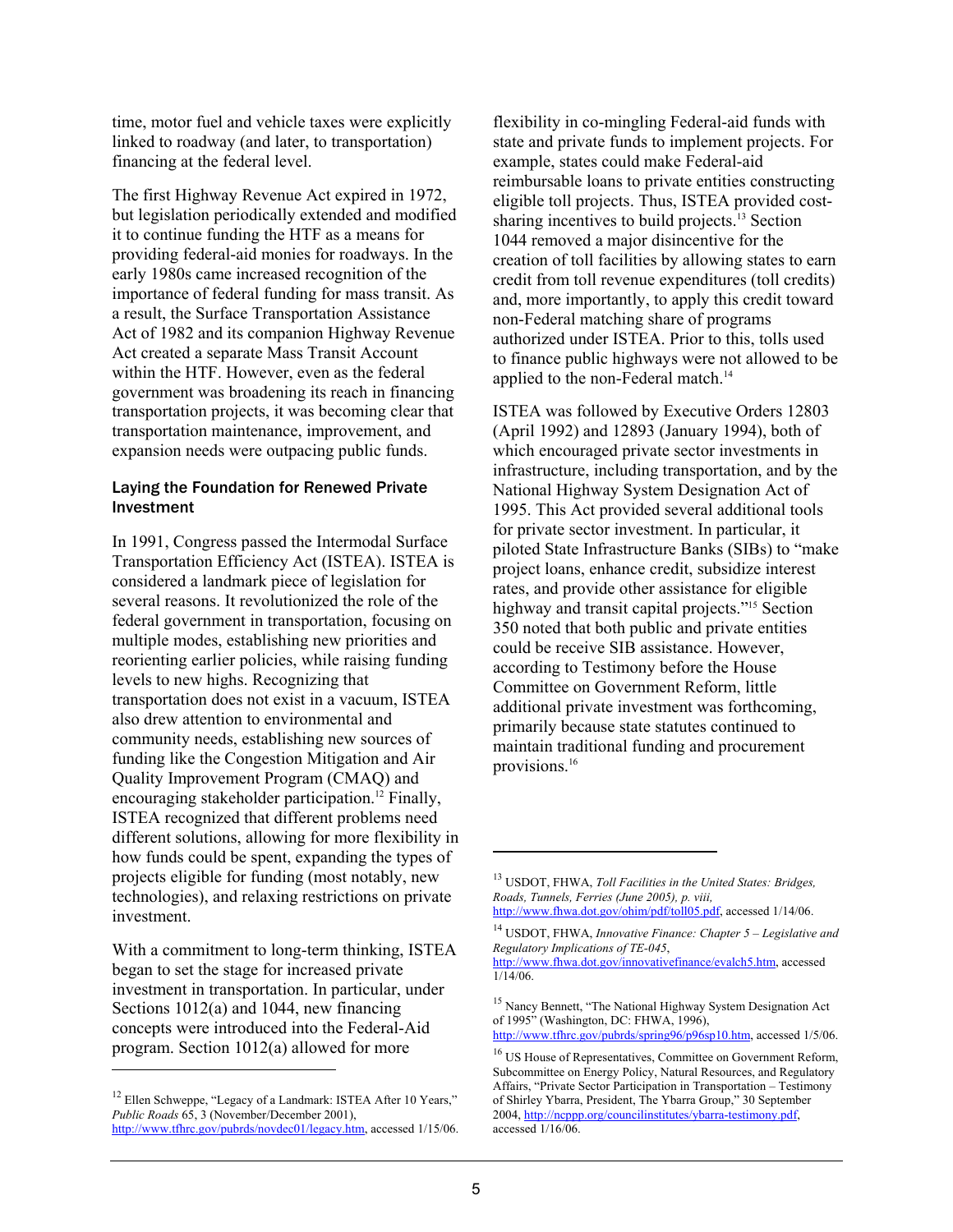time, motor fuel and vehicle taxes were explicitly linked to roadway (and later, to transportation) financing at the federal level.

The first Highway Revenue Act expired in 1972, but legislation periodically extended and modified it to continue funding the HTF as a means for providing federal-aid monies for roadways. In the early 1980s came increased recognition of the importance of federal funding for mass transit. As a result, the Surface Transportation Assistance Act of 1982 and its companion Highway Revenue Act created a separate Mass Transit Account within the HTF. However, even as the federal government was broadening its reach in financing transportation projects, it was becoming clear that transportation maintenance, improvement, and expansion needs were outpacing public funds.

### Laying the Foundation for Renewed Private Investment

In 1991, Congress passed the Intermodal Surface Transportation Efficiency Act (ISTEA). ISTEA is considered a landmark piece of legislation for several reasons. It revolutionized the role of the federal government in transportation, focusing on multiple modes, establishing new priorities and reorienting earlier policies, while raising funding levels to new highs. Recognizing that transportation does not exist in a vacuum, ISTEA also drew attention to environmental and community needs, establishing new sources of funding like the Congestion Mitigation and Air Quality Improvement Program (CMAQ) and encouraging stakeholder participation.[12] Finally, ISTEA recognized that different problems need different solutions, allowing for more flexibility in how funds could be spent, expanding the types of projects eligible for funding (most notably, new technologies), and relaxing restrictions on private investment.

With a commitment to long-term thinking, ISTEA began to set the stage for increased private investment in transportation. In particular, under Sections 1012(a) and 1044, new financing concepts were introduced into the Federal-Aid program. Section 1012(a) allowed for more flexibility in co-mingling Federal-aid funds with state and private funds to implement projects. For example, states could make Federal-aid reimbursable loans to private entities constructing eligible toll projects. Thus, ISTEA provided cost-sharing incentives to build projects.[13] Section 1044 removed a major disincentive for the creation of toll facilities by allowing states to earn credit from toll revenue expenditures (toll credits) and, more importantly, to apply this credit toward non-Federal matching share of programs authorized under ISTEA. Prior to this, tolls used to finance public highways were not allowed to be applied to the non-Federal match.[14]

ISTEA was followed by Executive Orders 12803 (April 1992) and 12893 (January 1994), both of which encouraged private sector investments in infrastructure, including transportation, and by the National Highway System Designation Act of 1995. This Act provided several additional tools for private sector investment. In particular, it piloted State Infrastructure Banks (SIBs) to "make project loans, enhance credit, subsidize interest rates, and provide other assistance for eligible highway and transit capital projects."[15] Section 350 noted that both public and private entities could be receive SIB assistance. However, according to Testimony before the House Committee on Government Reform, little additional private investment was forthcoming, primarily because state statutes continued to maintain traditional funding and procurement provisions.[16]

---

[12] Ellen Schweppe, "Legacy of a Landmark: ISTEA After 10 Years," *Public Roads* 65, 3 (November/December 2001), http://www.tfhrc.gov/pubrds/novdec01/legacy.htm, accessed 1/15/06.

[13] USDOT, FHWA, *Toll Facilities in the United States: Bridges, Roads, Tunnels, Ferries (June 2005), p. viii,* http://www.fhwa.dot.gov/ohim/pdf/toll05.pdf, accessed 1/14/06.

[14] USDOT, FHWA, *Innovative Finance: Chapter 5 – Legislative and Regulatory Implications of TE-045*, http://www.fhwa.dot.gov/innovativefinance/evalch5.htm, accessed 1/14/06.

[15] Nancy Bennett, "The National Highway System Designation Act of 1995" (Washington, DC: FHWA, 1996), http://www.tfhrc.gov/pubrds/spring96/p96sp10.htm, accessed 1/5/06.

[16] US House of Representatives, Committee on Government Reform, Subcommittee on Energy Policy, Natural Resources, and Regulatory Affairs, "Private Sector Participation in Transportation – Testimony of Shirley Ybarra, President, The Ybarra Group," 30 September 2004, http://ncppp.org/councilinstitutes/ybarra-testimony.pdf, accessed 1/16/06.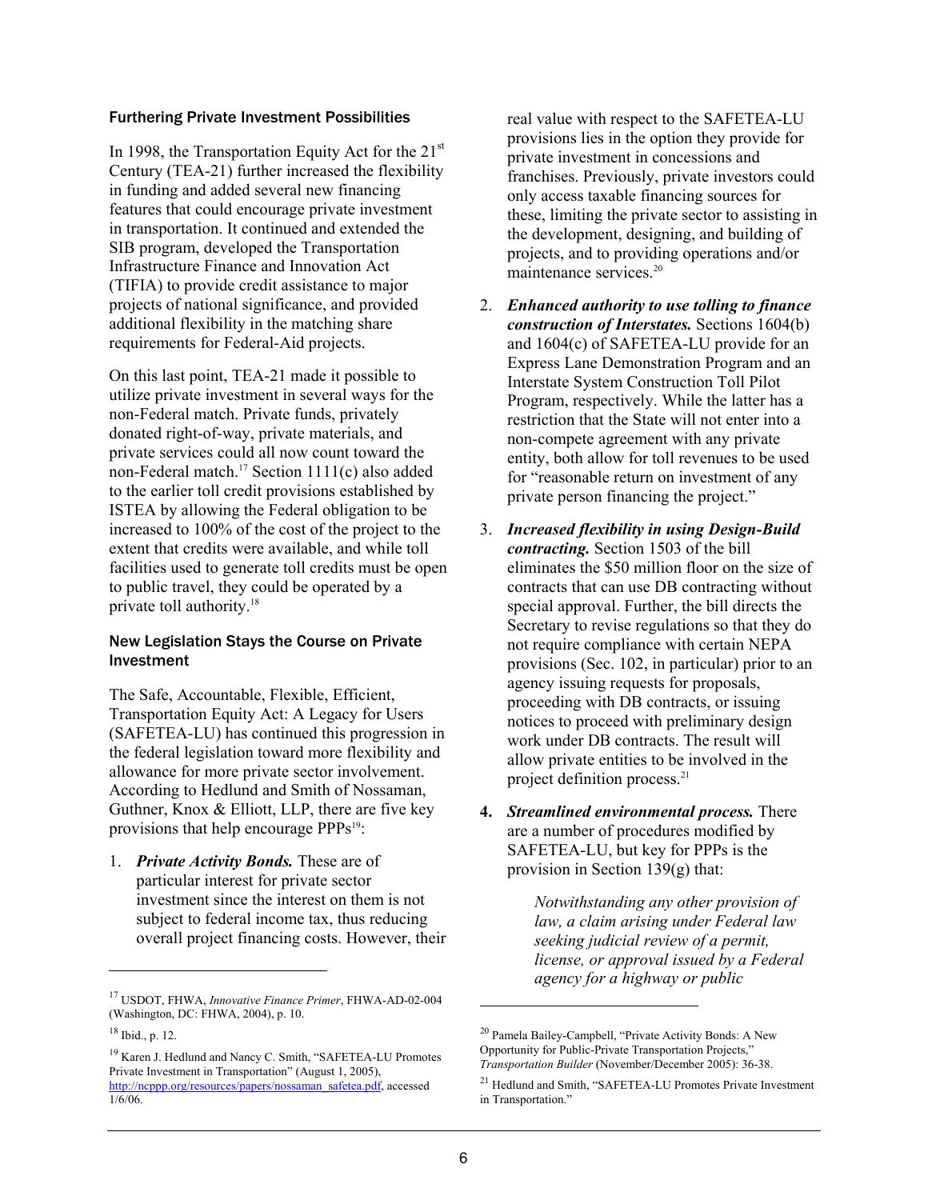### Furthering Private Investment Possibilities

In 1998, the Transportation Equity Act for the 21st Century (TEA-21) further increased the flexibility in funding and added several new financing features that could encourage private investment in transportation. It continued and extended the SIB program, developed the Transportation Infrastructure Finance and Innovation Act (TIFIA) to provide credit assistance to major projects of national significance, and provided additional flexibility in the matching share requirements for Federal-Aid projects.

On this last point, TEA-21 made it possible to utilize private investment in several ways for the non-Federal match. Private funds, privately donated right-of-way, private materials, and private services could all now count toward the non-Federal match.[17] Section 1111(c) also added to the earlier toll credit provisions established by ISTEA by allowing the Federal obligation to be increased to 100% of the cost of the project to the extent that credits were available, and while toll facilities used to generate toll credits must be open to public travel, they could be operated by a private toll authority.[18]

### New Legislation Stays the Course on Private Investment

The Safe, Accountable, Flexible, Efficient, Transportation Equity Act: A Legacy for Users (SAFETEA-LU) has continued this progression in the federal legislation toward more flexibility and allowance for more private sector involvement. According to Hedlund and Smith of Nossaman, Guthner, Knox & Elliott, LLP, there are five key provisions that help encourage PPPs[19]:

1. ***Private Activity Bonds.*** These are of particular interest for private sector investment since the interest on them is not subject to federal income tax, thus reducing overall project financing costs. However, their real value with respect to the SAFETEA-LU provisions lies in the option they provide for private investment in concessions and franchises. Previously, private investors could only access taxable financing sources for these, limiting the private sector to assisting in the development, designing, and building of projects, and to providing operations and/or maintenance services.[20]

2. ***Enhanced authority to use tolling to finance construction of Interstates.*** Sections 1604(b) and 1604(c) of SAFETEA-LU provide for an Express Lane Demonstration Program and an Interstate System Construction Toll Pilot Program, respectively. While the latter has a restriction that the State will not enter into a non-compete agreement with any private entity, both allow for toll revenues to be used for "reasonable return on investment of any private person financing the project."

3. ***Increased flexibility in using Design-Build contracting.*** Section 1503 of the bill eliminates the $50 million floor on the size of contracts that can use DB contracting without special approval. Further, the bill directs the Secretary to revise regulations so that they do not require compliance with certain NEPA provisions (Sec. 102, in particular) prior to an agency issuing requests for proposals, proceeding with DB contracts, or issuing notices to proceed with preliminary design work under DB contracts. The result will allow private entities to be involved in the project definition process.[21]

4. ***Streamlined environmental process.*** There are a number of procedures modified by SAFETEA-LU, but key for PPPs is the provision in Section 139(g) that:

   > *Notwithstanding any other provision of law, a claim arising under Federal law seeking judicial review of a permit, license, or approval issued by a Federal agency for a highway or public*

---

[17] USDOT, FHWA, *Innovative Finance Primer*, FHWA-AD-02-004 (Washington, DC: FHWA, 2004), p. 10.

[18] Ibid., p. 12.

[19] Karen J. Hedlund and Nancy C. Smith, "SAFETEA-LU Promotes Private Investment in Transportation" (August 1, 2005), http://ncppp.org/resources/papers/nossaman_safetea.pdf, accessed 1/6/06.

[20] Pamela Bailey-Campbell, "Private Activity Bonds: A New Opportunity for Public-Private Transportation Projects," *Transportation Builder* (November/December 2005): 36-38.

[21] Hedlund and Smith, "SAFETEA-LU Promotes Private Investment in Transportation."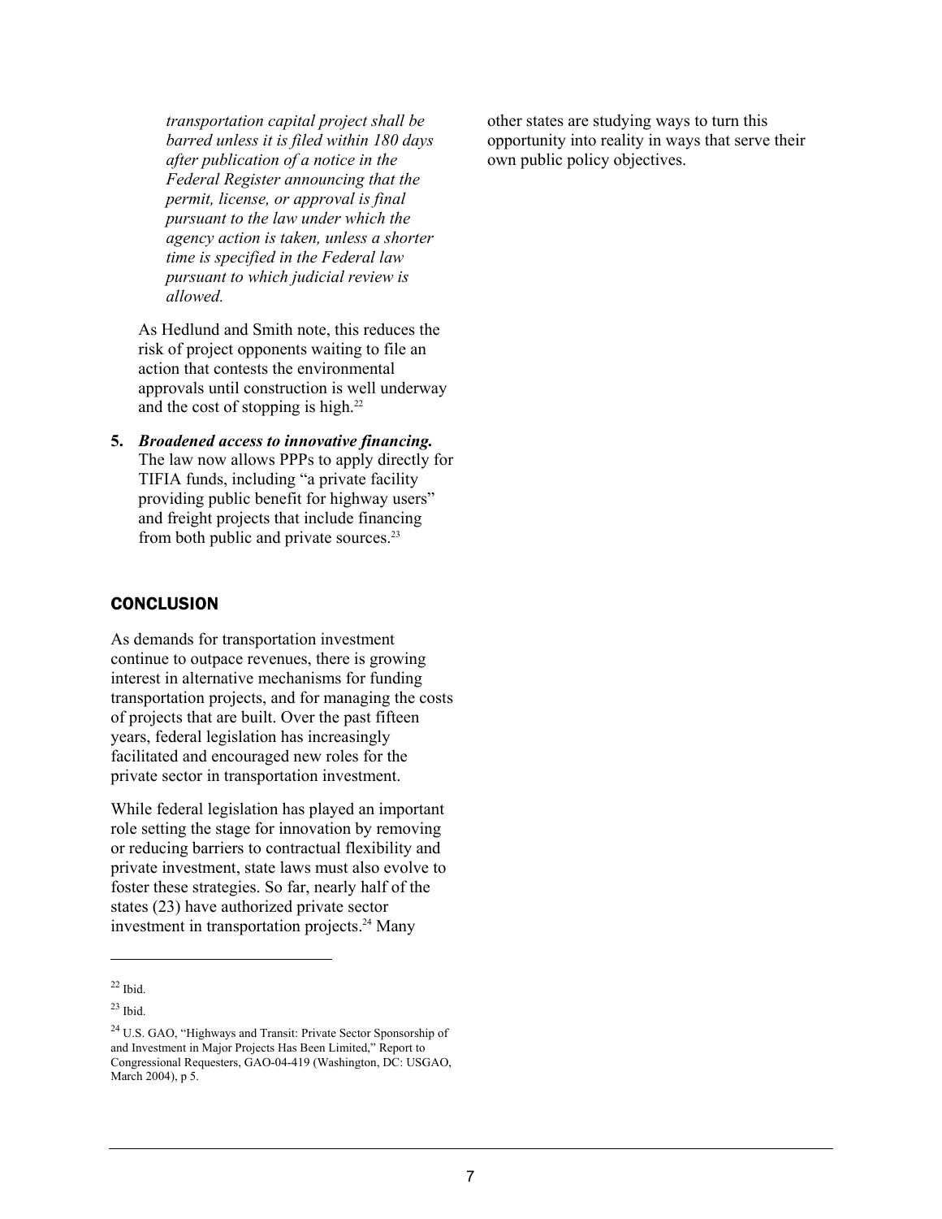*transportation capital project shall be barred unless it is filed within 180 days after publication of a notice in the Federal Register announcing that the permit, license, or approval is final pursuant to the law under which the agency action is taken, unless a shorter time is specified in the Federal law pursuant to which judicial review is allowed.*

As Hedlund and Smith note, this reduces the risk of project opponents waiting to file an action that contests the environmental approvals until construction is well underway and the cost of stopping is high.[22]

5. ***Broadened access to innovative financing.*** The law now allows PPPs to apply directly for TIFIA funds, including "a private facility providing public benefit for highway users" and freight projects that include financing from both public and private sources.[23]

## CONCLUSION

As demands for transportation investment continue to outpace revenues, there is growing interest in alternative mechanisms for funding transportation projects, and for managing the costs of projects that are built. Over the past fifteen years, federal legislation has increasingly facilitated and encouraged new roles for the private sector in transportation investment.

While federal legislation has played an important role setting the stage for innovation by removing or reducing barriers to contractual flexibility and private investment, state laws must also evolve to foster these strategies. So far, nearly half of the states (23) have authorized private sector investment in transportation projects.[24] Many other states are studying ways to turn this opportunity into reality in ways that serve their own public policy objectives.

---

[22] Ibid.

[23] Ibid.

[24] U.S. GAO, "Highways and Transit: Private Sector Sponsorship of and Investment in Major Projects Has Been Limited," Report to Congressional Requesters, GAO-04-419 (Washington, DC: USGAO, March 2004), p 5.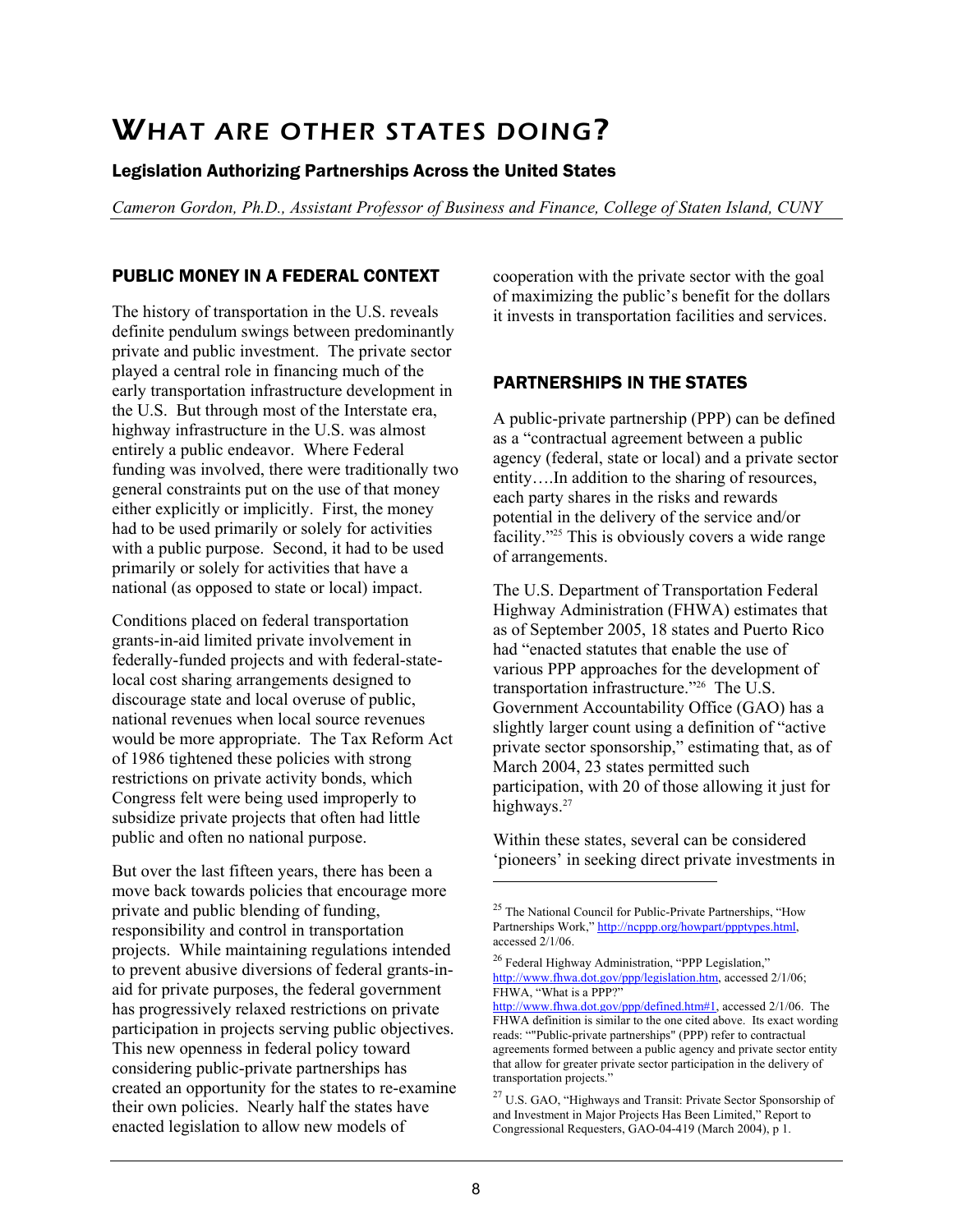# WHAT ARE OTHER STATES DOING?

### Legislation Authorizing Partnerships Across the United States

*Cameron Gordon, Ph.D., Assistant Professor of Business and Finance, College of Staten Island, CUNY*

## PUBLIC MONEY IN A FEDERAL CONTEXT

The history of transportation in the U.S. reveals definite pendulum swings between predominantly private and public investment. The private sector played a central role in financing much of the early transportation infrastructure development in the U.S. But through most of the Interstate era, highway infrastructure in the U.S. was almost entirely a public endeavor. Where Federal funding was involved, there were traditionally two general constraints put on the use of that money either explicitly or implicitly. First, the money had to be used primarily or solely for activities with a public purpose. Second, it had to be used primarily or solely for activities that have a national (as opposed to state or local) impact.

Conditions placed on federal transportation grants-in-aid limited private involvement in federally-funded projects and with federal-state-local cost sharing arrangements designed to discourage state and local overuse of public, national revenues when local source revenues would be more appropriate. The Tax Reform Act of 1986 tightened these policies with strong restrictions on private activity bonds, which Congress felt were being used improperly to subsidize private projects that often had little public and often no national purpose.

But over the last fifteen years, there has been a move back towards policies that encourage more private and public blending of funding, responsibility and control in transportation projects. While maintaining regulations intended to prevent abusive diversions of federal grants-in-aid for private purposes, the federal government has progressively relaxed restrictions on private participation in projects serving public objectives. This new openness in federal policy toward considering public-private partnerships has created an opportunity for the states to re-examine their own policies. Nearly half the states have enacted legislation to allow new models of cooperation with the private sector with the goal of maximizing the public's benefit for the dollars it invests in transportation facilities and services.

## PARTNERSHIPS IN THE STATES

A public-private partnership (PPP) can be defined as a "contractual agreement between a public agency (federal, state or local) and a private sector entity….In addition to the sharing of resources, each party shares in the risks and rewards potential in the delivery of the service and/or facility."[25] This is obviously covers a wide range of arrangements.

The U.S. Department of Transportation Federal Highway Administration (FHWA) estimates that as of September 2005, 18 states and Puerto Rico had "enacted statutes that enable the use of various PPP approaches for the development of transportation infrastructure."[26] The U.S. Government Accountability Office (GAO) has a slightly larger count using a definition of "active private sector sponsorship," estimating that, as of March 2004, 23 states permitted such participation, with 20 of those allowing it just for highways.[27]

Within these states, several can be considered 'pioneers' in seeking direct private investments in

---

[25] The National Council for Public-Private Partnerships, "How Partnerships Work," http://ncppp.org/howpart/ppptypes.html, accessed 2/1/06.

[26] Federal Highway Administration, "PPP Legislation," http://www.fhwa.dot.gov/ppp/legislation.htm, accessed 2/1/06; FHWA, "What is a PPP?" http://www.fhwa.dot.gov/ppp/defined.htm#1, accessed 2/1/06. The FHWA definition is similar to the one cited above. Its exact wording reads: ""Public-private partnerships" (PPP) refer to contractual agreements formed between a public agency and private sector entity that allow for greater private sector participation in the delivery of transportation projects."

[27] U.S. GAO, "Highways and Transit: Private Sector Sponsorship of and Investment in Major Projects Has Been Limited," Report to Congressional Requesters, GAO-04-419 (March 2004), p 1.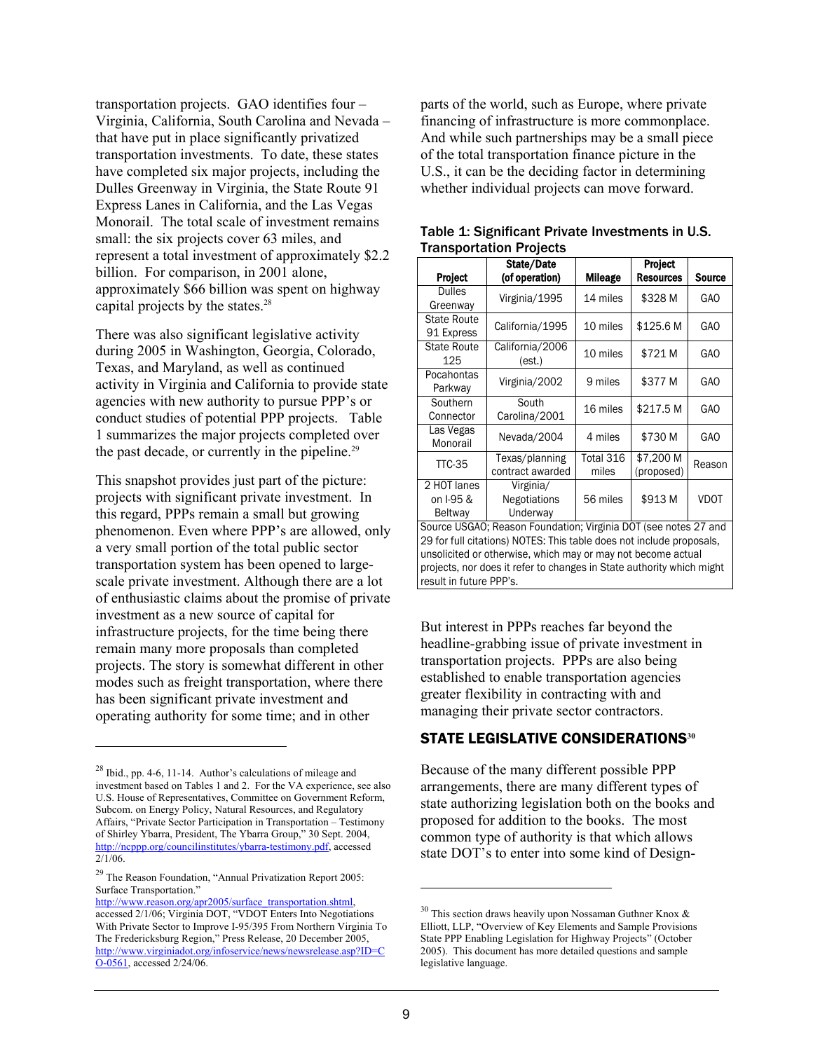transportation projects. GAO identifies four – Virginia, California, South Carolina and Nevada – that have put in place significantly privatized transportation investments. To date, these states have completed six major projects, including the Dulles Greenway in Virginia, the State Route 91 Express Lanes in California, and the Las Vegas Monorail. The total scale of investment remains small: the six projects cover 63 miles, and represent a total investment of approximately $2.2 billion. For comparison, in 2001 alone, approximately $66 billion was spent on highway capital projects by the states.[28]

There was also significant legislative activity during 2005 in Washington, Georgia, Colorado, Texas, and Maryland, as well as continued activity in Virginia and California to provide state agencies with new authority to pursue PPP's or conduct studies of potential PPP projects. Table 1 summarizes the major projects completed over the past decade, or currently in the pipeline.[29]

This snapshot provides just part of the picture: projects with significant private investment. In this regard, PPPs remain a small but growing phenomenon. Even where PPP's are allowed, only a very small portion of the total public sector transportation system has been opened to large-scale private investment. Although there are a lot of enthusiastic claims about the promise of private investment as a new source of capital for infrastructure projects, for the time being there remain many more proposals than completed projects. The story is somewhat different in other modes such as freight transportation, where there has been significant private investment and operating authority for some time; and in other parts of the world, such as Europe, where private financing of infrastructure is more commonplace. And while such partnerships may be a small piece of the total transportation finance picture in the U.S., it can be the deciding factor in determining whether individual projects can move forward.

**Table 1: Significant Private Investments in U.S. Transportation Projects**

| Project | State/Date (of operation) | Mileage | Project Resources | Source |
|---|---|---|---|---|
| Dulles Greenway | Virginia/1995 | 14 miles | $328 M | GAO |
| State Route 91 Express | California/1995 | 10 miles | $125.6 M | GAO |
| State Route 125 | California/2006 (est.) | 10 miles | $721 M | GAO |
| Pocahontas Parkway | Virginia/2002 | 9 miles | $377 M | GAO |
| Southern Connector | South Carolina/2001 | 16 miles | $217.5 M | GAO |
| Las Vegas Monorail | Nevada/2004 | 4 miles | $730 M | GAO |
| TTC-35 | Texas/planning contract awarded | Total 316 miles | $7,200 M (proposed) | Reason |
| 2 HOT lanes on I-95 & Beltway | Virginia/ Negotiations Underway | 56 miles | $913 M | VDOT |

Source USGAO; Reason Foundation; Virginia DOT (see notes 27 and 29 for full citations) NOTES: This table does not include proposals, unsolicited or otherwise, which may or may not become actual projects, nor does it refer to changes in State authority which might result in future PPP's.

But interest in PPPs reaches far beyond the headline-grabbing issue of private investment in transportation projects. PPPs are also being established to enable transportation agencies greater flexibility in contracting with and managing their private sector contractors.

## STATE LEGISLATIVE CONSIDERATIONS[30]

Because of the many different possible PPP arrangements, there are many different types of state authorizing legislation both on the books and proposed for addition to the books. The most common type of authority is that which allows state DOT's to enter into some kind of Design-

---

[28] Ibid., pp. 4-6, 11-14. Author's calculations of mileage and investment based on Tables 1 and 2. For the VA experience, see also U.S. House of Representatives, Committee on Government Reform, Subcom. on Energy Policy, Natural Resources, and Regulatory Affairs, "Private Sector Participation in Transportation – Testimony of Shirley Ybarra, President, The Ybarra Group," 30 Sept. 2004, http://ncppp.org/councilinstitutes/ybarra-testimony.pdf, accessed 2/1/06.

[29] The Reason Foundation, "Annual Privatization Report 2005: Surface Transportation." http://www.reason.org/apr2005/surface_transportation.shtml, accessed 2/1/06; Virginia DOT, "VDOT Enters Into Negotiations With Private Sector to Improve I-95/395 From Northern Virginia To The Fredericksburg Region," Press Release, 20 December 2005, http://www.virginiadot.org/infoservice/news/newsrelease.asp?ID=CO-0561, accessed 2/24/06.

[30] This section draws heavily upon Nossaman Guthner Knox & Elliott, LLP, "Overview of Key Elements and Sample Provisions State PPP Enabling Legislation for Highway Projects" (October 2005). This document has more detailed questions and sample legislative language.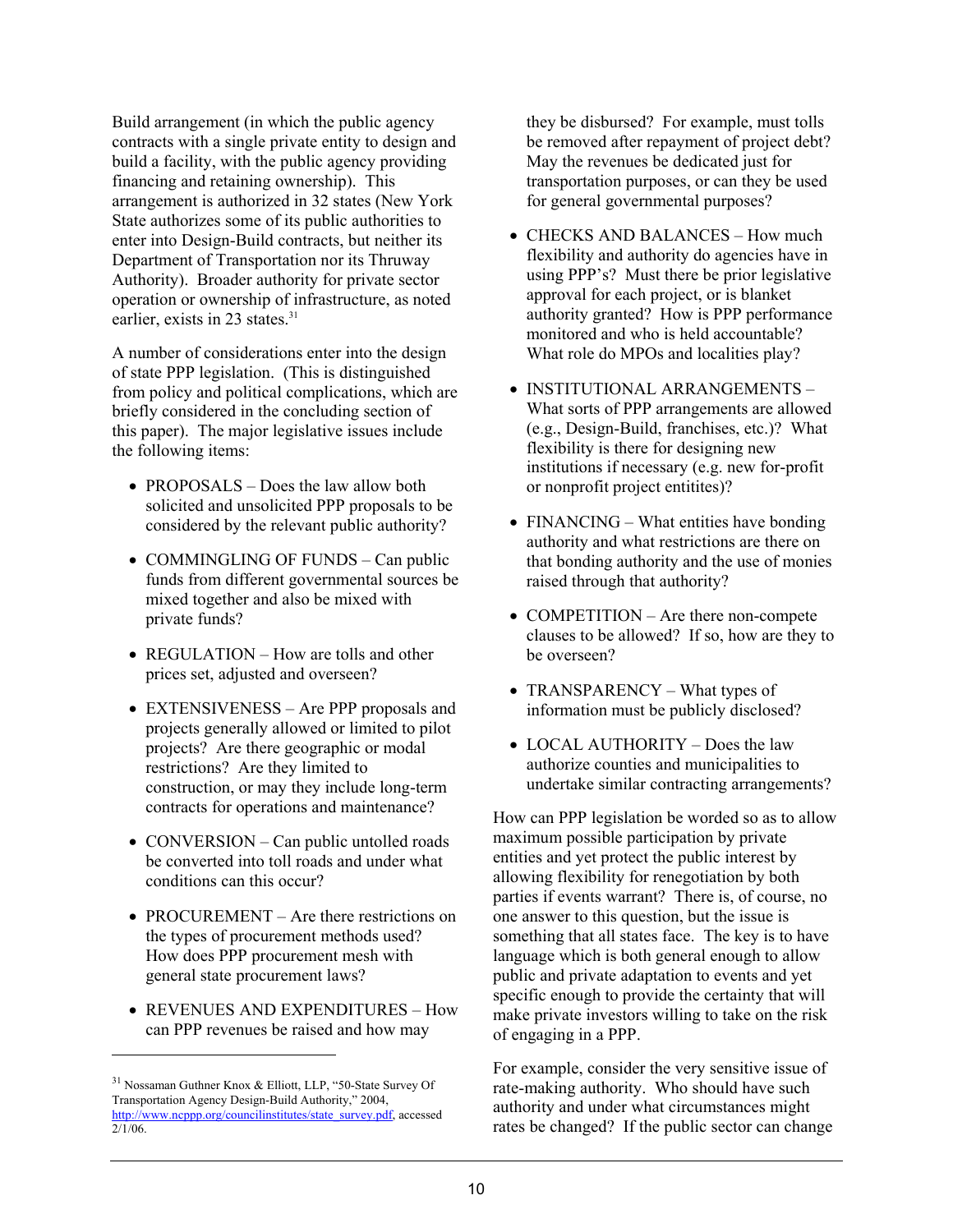Build arrangement (in which the public agency contracts with a single private entity to design and build a facility, with the public agency providing financing and retaining ownership). This arrangement is authorized in 32 states (New York State authorizes some of its public authorities to enter into Design-Build contracts, but neither its Department of Transportation nor its Thruway Authority). Broader authority for private sector operation or ownership of infrastructure, as noted earlier, exists in 23 states.[31]

A number of considerations enter into the design of state PPP legislation. (This is distinguished from policy and political complications, which are briefly considered in the concluding section of this paper). The major legislative issues include the following items:

- PROPOSALS – Does the law allow both solicited and unsolicited PPP proposals to be considered by the relevant public authority?
- COMMINGLING OF FUNDS – Can public funds from different governmental sources be mixed together and also be mixed with private funds?
- REGULATION – How are tolls and other prices set, adjusted and overseen?
- EXTENSIVENESS – Are PPP proposals and projects generally allowed or limited to pilot projects? Are there geographic or modal restrictions? Are they limited to construction, or may they include long-term contracts for operations and maintenance?
- CONVERSION – Can public untolled roads be converted into toll roads and under what conditions can this occur?
- PROCUREMENT – Are there restrictions on the types of procurement methods used? How does PPP procurement mesh with general state procurement laws?
- REVENUES AND EXPENDITURES – How can PPP revenues be raised and how may they be disbursed? For example, must tolls be removed after repayment of project debt? May the revenues be dedicated just for transportation purposes, or can they be used for general governmental purposes?
- CHECKS AND BALANCES – How much flexibility and authority do agencies have in using PPP's? Must there be prior legislative approval for each project, or is blanket authority granted? How is PPP performance monitored and who is held accountable? What role do MPOs and localities play?
- INSTITUTIONAL ARRANGEMENTS – What sorts of PPP arrangements are allowed (e.g., Design-Build, franchises, etc.)? What flexibility is there for designing new institutions if necessary (e.g. new for-profit or nonprofit project entitites)?
- FINANCING – What entities have bonding authority and what restrictions are there on that bonding authority and the use of monies raised through that authority?
- COMPETITION – Are there non-compete clauses to be allowed? If so, how are they to be overseen?
- TRANSPARENCY – What types of information must be publicly disclosed?
- LOCAL AUTHORITY – Does the law authorize counties and municipalities to undertake similar contracting arrangements?

How can PPP legislation be worded so as to allow maximum possible participation by private entities and yet protect the public interest by allowing flexibility for renegotiation by both parties if events warrant? There is, of course, no one answer to this question, but the issue is something that all states face. The key is to have language which is both general enough to allow public and private adaptation to events and yet specific enough to provide the certainty that will make private investors willing to take on the risk of engaging in a PPP.

For example, consider the very sensitive issue of rate-making authority. Who should have such authority and under what circumstances might rates be changed? If the public sector can change

---

[31] Nossaman Guthner Knox & Elliott, LLP, "50-State Survey Of Transportation Agency Design-Build Authority," 2004, http://www.ncppp.org/councilinstitutes/state_survey.pdf, accessed 2/1/06.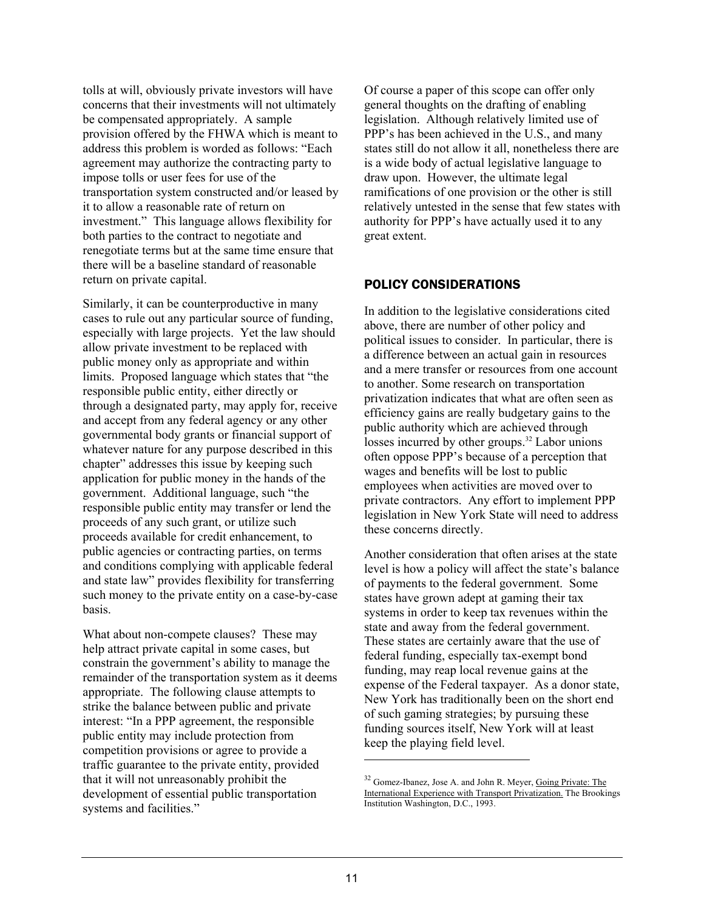tolls at will, obviously private investors will have concerns that their investments will not ultimately be compensated appropriately. A sample provision offered by the FHWA which is meant to address this problem is worded as follows: "Each agreement may authorize the contracting party to impose tolls or user fees for use of the transportation system constructed and/or leased by it to allow a reasonable rate of return on investment." This language allows flexibility for both parties to the contract to negotiate and renegotiate terms but at the same time ensure that there will be a baseline standard of reasonable return on private capital.

Similarly, it can be counterproductive in many cases to rule out any particular source of funding, especially with large projects. Yet the law should allow private investment to be replaced with public money only as appropriate and within limits. Proposed language which states that "the responsible public entity, either directly or through a designated party, may apply for, receive and accept from any federal agency or any other governmental body grants or financial support of whatever nature for any purpose described in this chapter" addresses this issue by keeping such application for public money in the hands of the government. Additional language, such "the responsible public entity may transfer or lend the proceeds of any such grant, or utilize such proceeds available for credit enhancement, to public agencies or contracting parties, on terms and conditions complying with applicable federal and state law" provides flexibility for transferring such money to the private entity on a case-by-case basis.

What about non-compete clauses? These may help attract private capital in some cases, but constrain the government's ability to manage the remainder of the transportation system as it deems appropriate. The following clause attempts to strike the balance between public and private interest: "In a PPP agreement, the responsible public entity may include protection from competition provisions or agree to provide a traffic guarantee to the private entity, provided that it will not unreasonably prohibit the development of essential public transportation systems and facilities."

Of course a paper of this scope can offer only general thoughts on the drafting of enabling legislation. Although relatively limited use of PPP's has been achieved in the U.S., and many states still do not allow it all, nonetheless there are is a wide body of actual legislative language to draw upon. However, the ultimate legal ramifications of one provision or the other is still relatively untested in the sense that few states with authority for PPP's have actually used it to any great extent.

## POLICY CONSIDERATIONS

In addition to the legislative considerations cited above, there are number of other policy and political issues to consider. In particular, there is a difference between an actual gain in resources and a mere transfer or resources from one account to another. Some research on transportation privatization indicates that what are often seen as efficiency gains are really budgetary gains to the public authority which are achieved through losses incurred by other groups.[32] Labor unions often oppose PPP's because of a perception that wages and benefits will be lost to public employees when activities are moved over to private contractors. Any effort to implement PPP legislation in New York State will need to address these concerns directly.

Another consideration that often arises at the state level is how a policy will affect the state's balance of payments to the federal government. Some states have grown adept at gaming their tax systems in order to keep tax revenues within the state and away from the federal government. These states are certainly aware that the use of federal funding, especially tax-exempt bond funding, may reap local revenue gains at the expense of the Federal taxpayer. As a donor state, New York has traditionally been on the short end of such gaming strategies; by pursuing these funding sources itself, New York will at least keep the playing field level.

---

[32] Gomez-Ibanez, Jose A. and John R. Meyer, Going Private: The International Experience with Transport Privatization. The Brookings Institution Washington, D.C., 1993.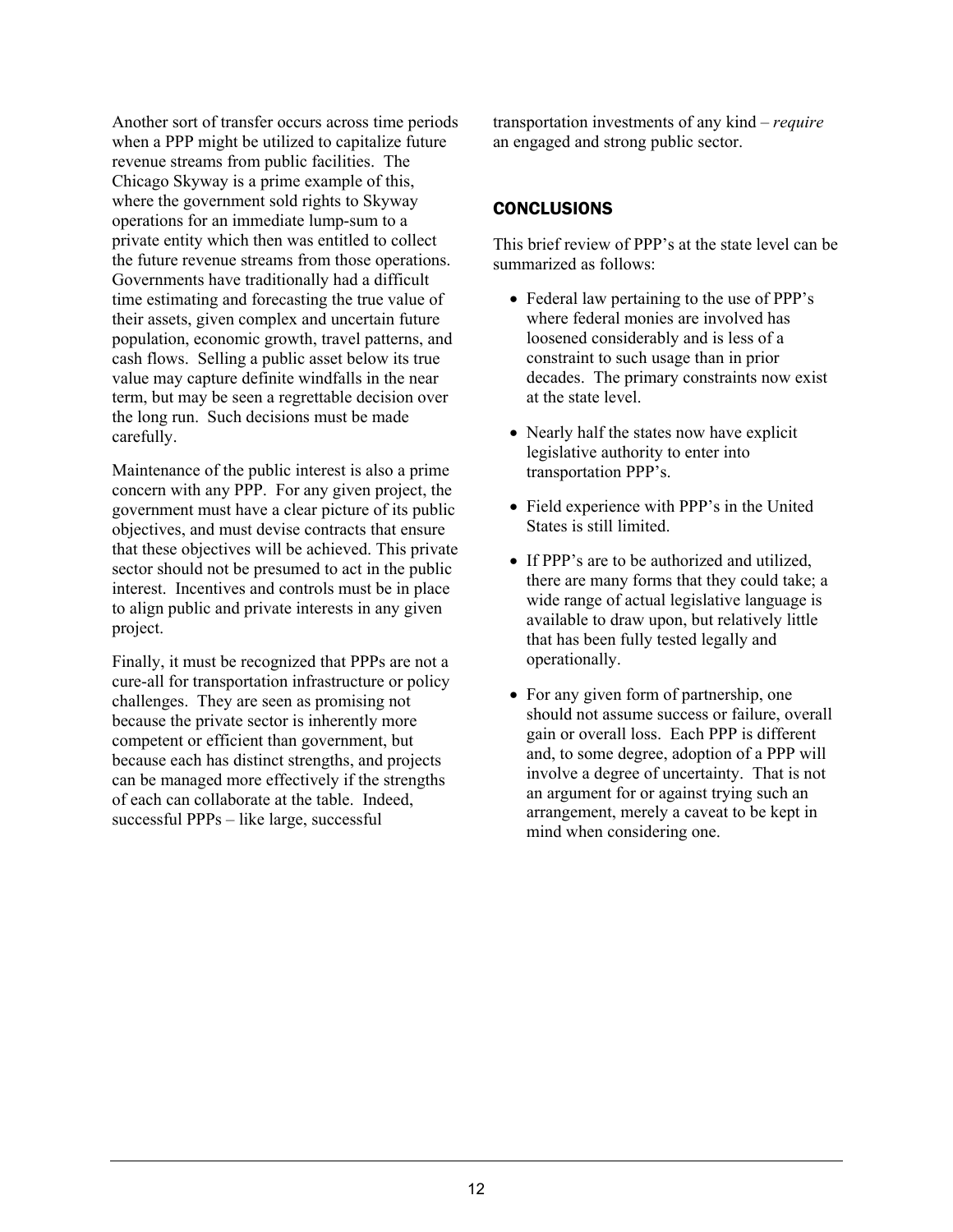Another sort of transfer occurs across time periods when a PPP might be utilized to capitalize future revenue streams from public facilities. The Chicago Skyway is a prime example of this, where the government sold rights to Skyway operations for an immediate lump-sum to a private entity which then was entitled to collect the future revenue streams from those operations. Governments have traditionally had a difficult time estimating and forecasting the true value of their assets, given complex and uncertain future population, economic growth, travel patterns, and cash flows. Selling a public asset below its true value may capture definite windfalls in the near term, but may be seen a regrettable decision over the long run. Such decisions must be made carefully.

Maintenance of the public interest is also a prime concern with any PPP. For any given project, the government must have a clear picture of its public objectives, and must devise contracts that ensure that these objectives will be achieved. This private sector should not be presumed to act in the public interest. Incentives and controls must be in place to align public and private interests in any given project.

Finally, it must be recognized that PPPs are not a cure-all for transportation infrastructure or policy challenges. They are seen as promising not because the private sector is inherently more competent or efficient than government, but because each has distinct strengths, and projects can be managed more effectively if the strengths of each can collaborate at the table. Indeed, successful PPPs – like large, successful transportation investments of any kind – *require* an engaged and strong public sector.

## CONCLUSIONS

This brief review of PPP's at the state level can be summarized as follows:

- Federal law pertaining to the use of PPP's where federal monies are involved has loosened considerably and is less of a constraint to such usage than in prior decades. The primary constraints now exist at the state level.
- Nearly half the states now have explicit legislative authority to enter into transportation PPP's.
- Field experience with PPP's in the United States is still limited.
- If PPP's are to be authorized and utilized, there are many forms that they could take; a wide range of actual legislative language is available to draw upon, but relatively little that has been fully tested legally and operationally.
- For any given form of partnership, one should not assume success or failure, overall gain or overall loss. Each PPP is different and, to some degree, adoption of a PPP will involve a degree of uncertainty. That is not an argument for or against trying such an arrangement, merely a caveat to be kept in mind when considering one.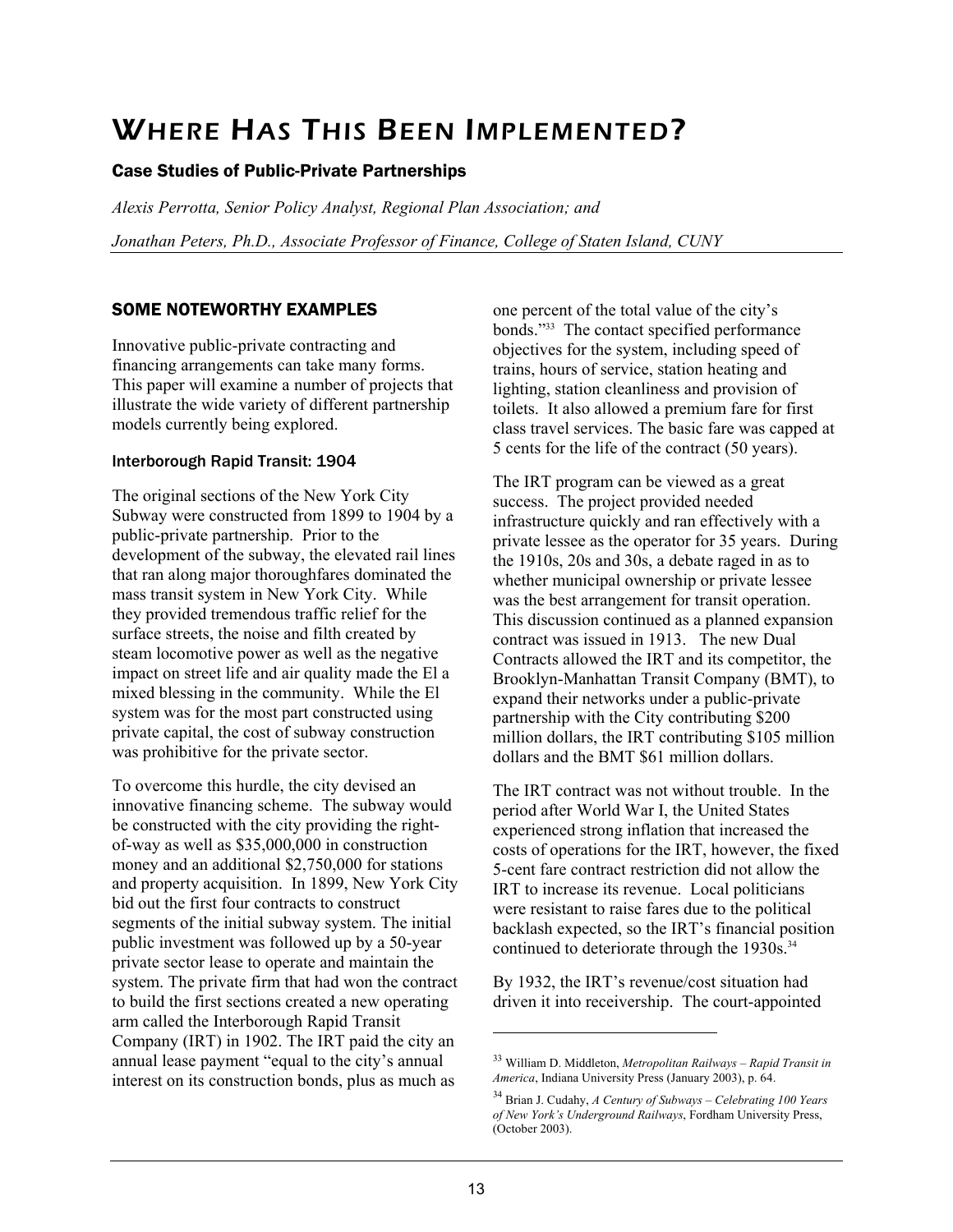# WHERE HAS THIS BEEN IMPLEMENTED?

### Case Studies of Public-Private Partnerships

*Alexis Perrotta, Senior Policy Analyst, Regional Plan Association; and*

*Jonathan Peters, Ph.D., Associate Professor of Finance, College of Staten Island, CUNY*

## SOME NOTEWORTHY EXAMPLES

Innovative public-private contracting and financing arrangements can take many forms. This paper will examine a number of projects that illustrate the wide variety of different partnership models currently being explored.

### Interborough Rapid Transit: 1904

The original sections of the New York City Subway were constructed from 1899 to 1904 by a public-private partnership. Prior to the development of the subway, the elevated rail lines that ran along major thoroughfares dominated the mass transit system in New York City. While they provided tremendous traffic relief for the surface streets, the noise and filth created by steam locomotive power as well as the negative impact on street life and air quality made the El a mixed blessing in the community. While the El system was for the most part constructed using private capital, the cost of subway construction was prohibitive for the private sector.

To overcome this hurdle, the city devised an innovative financing scheme. The subway would be constructed with the city providing the right-of-way as well as $35,000,000 in construction money and an additional $2,750,000 for stations and property acquisition. In 1899, New York City bid out the first four contracts to construct segments of the initial subway system. The initial public investment was followed up by a 50-year private sector lease to operate and maintain the system. The private firm that had won the contract to build the first sections created a new operating arm called the Interborough Rapid Transit Company (IRT) in 1902. The IRT paid the city an annual lease payment "equal to the city's annual interest on its construction bonds, plus as much as one percent of the total value of the city's bonds."[33] The contact specified performance objectives for the system, including speed of trains, hours of service, station heating and lighting, station cleanliness and provision of toilets. It also allowed a premium fare for first class travel services. The basic fare was capped at 5 cents for the life of the contract (50 years).

The IRT program can be viewed as a great success. The project provided needed infrastructure quickly and ran effectively with a private lessee as the operator for 35 years. During the 1910s, 20s and 30s, a debate raged in as to whether municipal ownership or private lessee was the best arrangement for transit operation. This discussion continued as a planned expansion contract was issued in 1913. The new Dual Contracts allowed the IRT and its competitor, the Brooklyn-Manhattan Transit Company (BMT), to expand their networks under a public-private partnership with the City contributing $200 million dollars, the IRT contributing $105 million dollars and the BMT $61 million dollars.

The IRT contract was not without trouble. In the period after World War I, the United States experienced strong inflation that increased the costs of operations for the IRT, however, the fixed 5-cent fare contract restriction did not allow the IRT to increase its revenue. Local politicians were resistant to raise fares due to the political backlash expected, so the IRT's financial position continued to deteriorate through the 1930s.[34]

By 1932, the IRT's revenue/cost situation had driven it into receivership. The court-appointed

---

[33] William D. Middleton, *Metropolitan Railways – Rapid Transit in America*, Indiana University Press (January 2003), p. 64.

[34] Brian J. Cudahy, *A Century of Subways – Celebrating 100 Years of New York's Underground Railways*, Fordham University Press, (October 2003).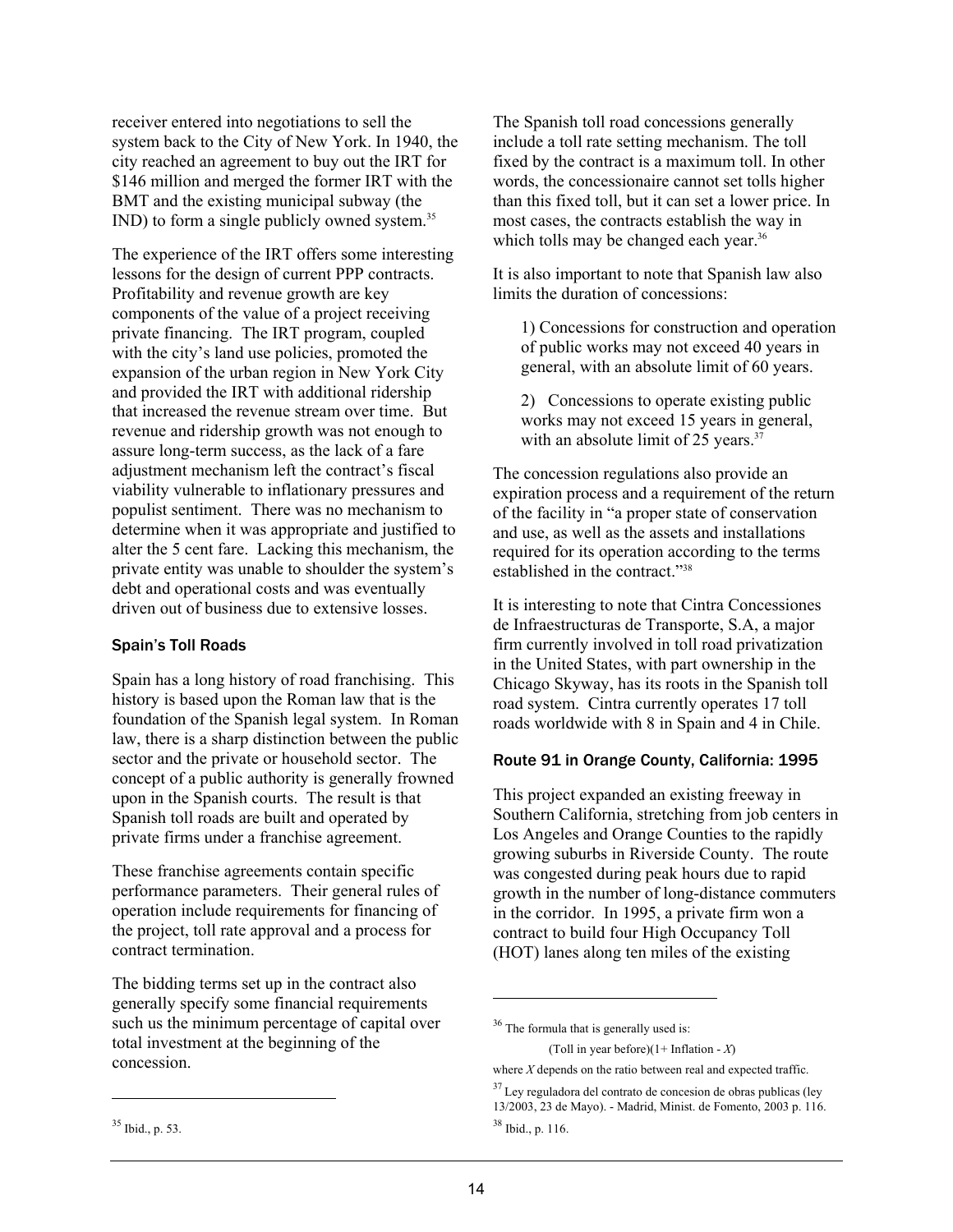receiver entered into negotiations to sell the system back to the City of New York. In 1940, the city reached an agreement to buy out the IRT for $146 million and merged the former IRT with the BMT and the existing municipal subway (the IND) to form a single publicly owned system.[35]

The experience of the IRT offers some interesting lessons for the design of current PPP contracts. Profitability and revenue growth are key components of the value of a project receiving private financing. The IRT program, coupled with the city's land use policies, promoted the expansion of the urban region in New York City and provided the IRT with additional ridership that increased the revenue stream over time. But revenue and ridership growth was not enough to assure long-term success, as the lack of a fare adjustment mechanism left the contract's fiscal viability vulnerable to inflationary pressures and populist sentiment. There was no mechanism to determine when it was appropriate and justified to alter the 5 cent fare. Lacking this mechanism, the private entity was unable to shoulder the system's debt and operational costs and was eventually driven out of business due to extensive losses.

### Spain's Toll Roads

Spain has a long history of road franchising. This history is based upon the Roman law that is the foundation of the Spanish legal system. In Roman law, there is a sharp distinction between the public sector and the private or household sector. The concept of a public authority is generally frowned upon in the Spanish courts. The result is that Spanish toll roads are built and operated by private firms under a franchise agreement.

These franchise agreements contain specific performance parameters. Their general rules of operation include requirements for financing of the project, toll rate approval and a process for contract termination.

The bidding terms set up in the contract also generally specify some financial requirements such us the minimum percentage of capital over total investment at the beginning of the concession.

The Spanish toll road concessions generally include a toll rate setting mechanism. The toll fixed by the contract is a maximum toll. In other words, the concessionaire cannot set tolls higher than this fixed toll, but it can set a lower price. In most cases, the contracts establish the way in which tolls may be changed each year.[36]

It is also important to note that Spanish law also limits the duration of concessions:

> 1) Concessions for construction and operation of public works may not exceed 40 years in general, with an absolute limit of 60 years.
>
> 2) Concessions to operate existing public works may not exceed 15 years in general, with an absolute limit of 25 years.[37]

The concession regulations also provide an expiration process and a requirement of the return of the facility in "a proper state of conservation and use, as well as the assets and installations required for its operation according to the terms established in the contract."[38]

It is interesting to note that Cintra Concessiones de Infraestructuras de Transporte, S.A, a major firm currently involved in toll road privatization in the United States, with part ownership in the Chicago Skyway, has its roots in the Spanish toll road system. Cintra currently operates 17 toll roads worldwide with 8 in Spain and 4 in Chile.

### Route 91 in Orange County, California: 1995

This project expanded an existing freeway in Southern California, stretching from job centers in Los Angeles and Orange Counties to the rapidly growing suburbs in Riverside County. The route was congested during peak hours due to rapid growth in the number of long-distance commuters in the corridor. In 1995, a private firm won a contract to build four High Occupancy Toll (HOT) lanes along ten miles of the existing

---

[35] Ibid., p. 53.

[36] The formula that is generally used is:

$$(\text{Toll in year before})(1+\text{Inflation} - X)$$

where $X$ depends on the ratio between real and expected traffic.

[37] Ley reguladora del contrato de concesion de obras publicas (ley 13/2003, 23 de Mayo). - Madrid, Minist. de Fomento, 2003 p. 116.

[38] Ibid., p. 116.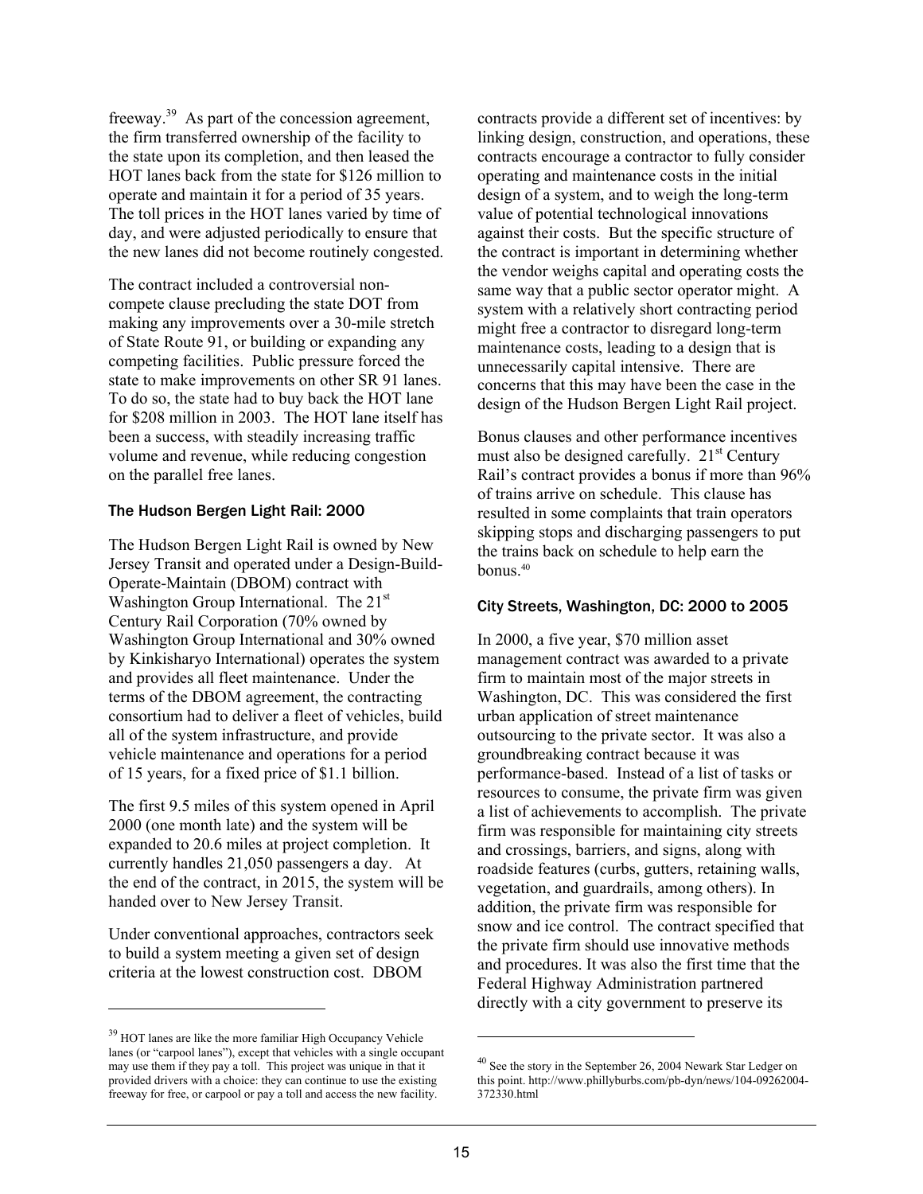freeway.[39] As part of the concession agreement, the firm transferred ownership of the facility to the state upon its completion, and then leased the HOT lanes back from the state for $126 million to operate and maintain it for a period of 35 years. The toll prices in the HOT lanes varied by time of day, and were adjusted periodically to ensure that the new lanes did not become routinely congested.

The contract included a controversial non-compete clause precluding the state DOT from making any improvements over a 30-mile stretch of State Route 91, or building or expanding any competing facilities. Public pressure forced the state to make improvements on other SR 91 lanes. To do so, the state had to buy back the HOT lane for $208 million in 2003. The HOT lane itself has been a success, with steadily increasing traffic volume and revenue, while reducing congestion on the parallel free lanes.

### The Hudson Bergen Light Rail: 2000

The Hudson Bergen Light Rail is owned by New Jersey Transit and operated under a Design-Build-Operate-Maintain (DBOM) contract with Washington Group International. The 21st Century Rail Corporation (70% owned by Washington Group International and 30% owned by Kinkisharyo International) operates the system and provides all fleet maintenance. Under the terms of the DBOM agreement, the contracting consortium had to deliver a fleet of vehicles, build all of the system infrastructure, and provide vehicle maintenance and operations for a period of 15 years, for a fixed price of $1.1 billion.

The first 9.5 miles of this system opened in April 2000 (one month late) and the system will be expanded to 20.6 miles at project completion. It currently handles 21,050 passengers a day. At the end of the contract, in 2015, the system will be handed over to New Jersey Transit.

Under conventional approaches, contractors seek to build a system meeting a given set of design criteria at the lowest construction cost. DBOM contracts provide a different set of incentives: by linking design, construction, and operations, these contracts encourage a contractor to fully consider operating and maintenance costs in the initial design of a system, and to weigh the long-term value of potential technological innovations against their costs. But the specific structure of the contract is important in determining whether the vendor weighs capital and operating costs the same way that a public sector operator might. A system with a relatively short contracting period might free a contractor to disregard long-term maintenance costs, leading to a design that is unnecessarily capital intensive. There are concerns that this may have been the case in the design of the Hudson Bergen Light Rail project.

Bonus clauses and other performance incentives must also be designed carefully. 21st Century Rail's contract provides a bonus if more than 96% of trains arrive on schedule. This clause has resulted in some complaints that train operators skipping stops and discharging passengers to put the trains back on schedule to help earn the bonus.[40]

### City Streets, Washington, DC: 2000 to 2005

In 2000, a five year, $70 million asset management contract was awarded to a private firm to maintain most of the major streets in Washington, DC. This was considered the first urban application of street maintenance outsourcing to the private sector. It was also a groundbreaking contract because it was performance-based. Instead of a list of tasks or resources to consume, the private firm was given a list of achievements to accomplish. The private firm was responsible for maintaining city streets and crossings, barriers, and signs, along with roadside features (curbs, gutters, retaining walls, vegetation, and guardrails, among others). In addition, the private firm was responsible for snow and ice control. The contract specified that the private firm should use innovative methods and procedures. It was also the first time that the Federal Highway Administration partnered directly with a city government to preserve its

---

[39] HOT lanes are like the more familiar High Occupancy Vehicle lanes (or "carpool lanes"), except that vehicles with a single occupant may use them if they pay a toll. This project was unique in that it provided drivers with a choice: they can continue to use the existing freeway for free, or carpool or pay a toll and access the new facility.

[40] See the story in the September 26, 2004 Newark Star Ledger on this point. http://www.phillyburbs.com/pb-dyn/news/104-09262004-372330.html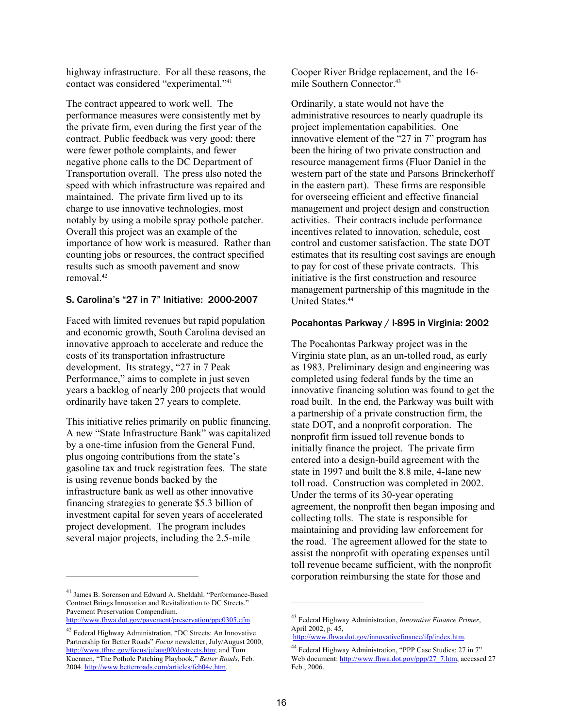highway infrastructure. For all these reasons, the contact was considered "experimental."[41]

The contract appeared to work well. The performance measures were consistently met by the private firm, even during the first year of the contract. Public feedback was very good: there were fewer pothole complaints, and fewer negative phone calls to the DC Department of Transportation overall. The press also noted the speed with which infrastructure was repaired and maintained. The private firm lived up to its charge to use innovative technologies, most notably by using a mobile spray pothole patcher. Overall this project was an example of the importance of how work is measured. Rather than counting jobs or resources, the contract specified results such as smooth pavement and snow removal.[42]

### S. Carolina's "27 in 7" Initiative: 2000-2007

Faced with limited revenues but rapid population and economic growth, South Carolina devised an innovative approach to accelerate and reduce the costs of its transportation infrastructure development. Its strategy, "27 in 7 Peak Performance," aims to complete in just seven years a backlog of nearly 200 projects that would ordinarily have taken 27 years to complete.

This initiative relies primarily on public financing. A new "State Infrastructure Bank" was capitalized by a one-time infusion from the General Fund, plus ongoing contributions from the state's gasoline tax and truck registration fees. The state is using revenue bonds backed by the infrastructure bank as well as other innovative financing strategies to generate $5.3 billion of investment capital for seven years of accelerated project development. The program includes several major projects, including the 2.5-mile Cooper River Bridge replacement, and the 16-mile Southern Connector.[43]

Ordinarily, a state would not have the administrative resources to nearly quadruple its project implementation capabilities. One innovative element of the "27 in 7" program has been the hiring of two private construction and resource management firms (Fluor Daniel in the western part of the state and Parsons Brinckerhoff in the eastern part). These firms are responsible for overseeing efficient and effective financial management and project design and construction activities. Their contracts include performance incentives related to innovation, schedule, cost control and customer satisfaction. The state DOT estimates that its resulting cost savings are enough to pay for cost of these private contracts. This initiative is the first construction and resource management partnership of this magnitude in the United States.[44]

### Pocahontas Parkway / I-895 in Virginia: 2002

The Pocahontas Parkway project was in the Virginia state plan, as an un-tolled road, as early as 1983. Preliminary design and engineering was completed using federal funds by the time an innovative financing solution was found to get the road built. In the end, the Parkway was built with a partnership of a private construction firm, the state DOT, and a nonprofit corporation. The nonprofit firm issued toll revenue bonds to initially finance the project. The private firm entered into a design-build agreement with the state in 1997 and built the 8.8 mile, 4-lane new toll road. Construction was completed in 2002. Under the terms of its 30-year operating agreement, the nonprofit then began imposing and collecting tolls. The state is responsible for maintaining and providing law enforcement for the road. The agreement allowed for the state to assist the nonprofit with operating expenses until toll revenue became sufficient, with the nonprofit corporation reimbursing the state for those and

---

[41] James B. Sorenson and Edward A. Sheldahl. "Performance-Based Contract Brings Innovation and Revitalization to DC Streets." Pavement Preservation Compendium. http://www.fhwa.dot.gov/pavement/preservation/ppc0305.cfm

[42] Federal Highway Administration, "DC Streets: An Innovative Partnership for Better Roads" *Focus* newsletter, July/August 2000, http://www.tfhrc.gov/focus/julaug00/dcstreets.htm; and Tom Kuennen, "The Pothole Patching Playbook," *Better Roads*, Feb. 2004. http://www.betterroads.com/articles/feb04e.htm.

[43] Federal Highway Administration, *Innovative Finance Primer*, April 2002, p. 45, .http://www.fhwa.dot.gov/innovativefinance/ifp/index.htm.

[44] Federal Highway Administration, "PPP Case Studies: 27 in 7" Web document: http://www.fhwa.dot.gov/ppp/27_7.htm, accessed 27 Feb., 2006.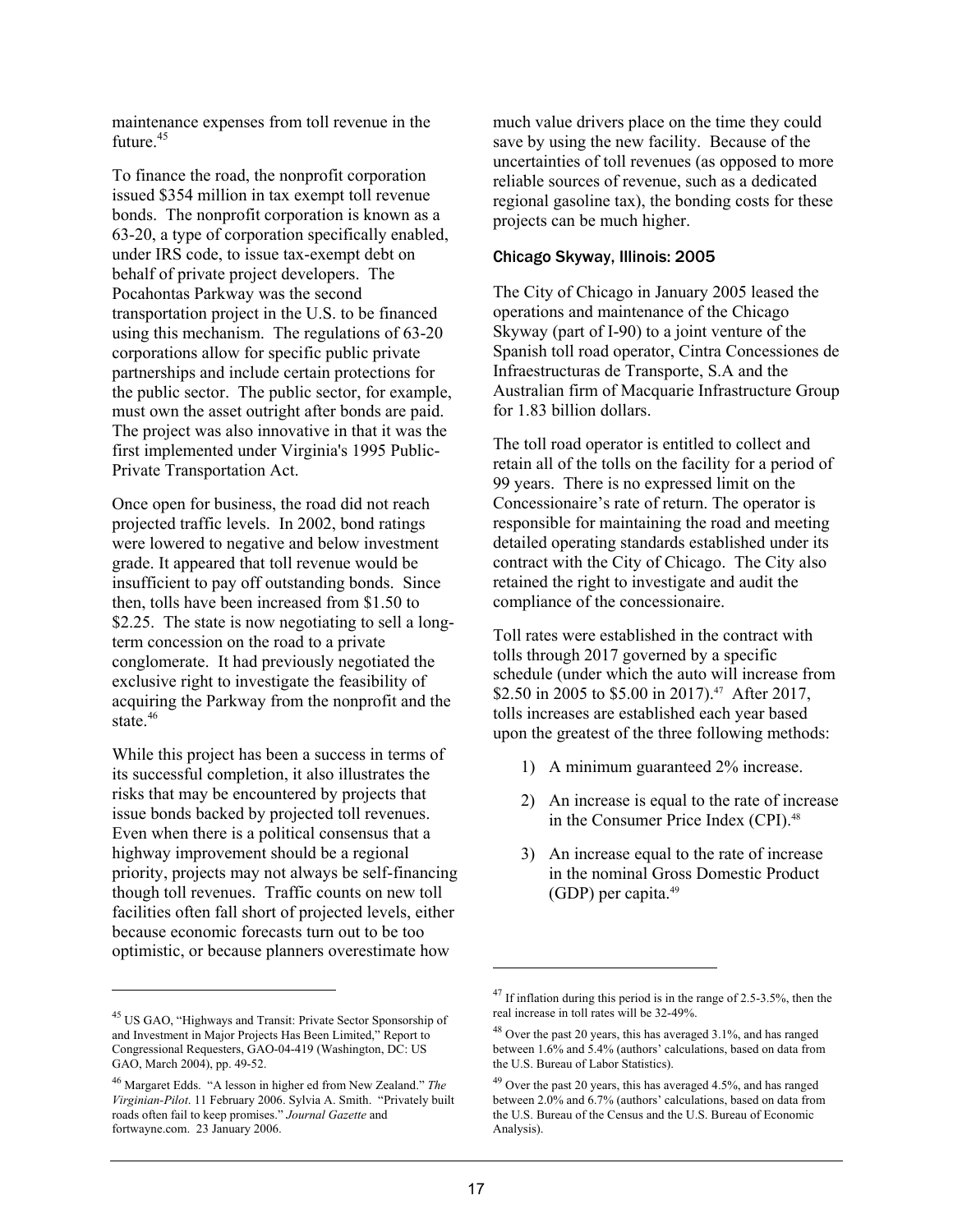maintenance expenses from toll revenue in the future.[45]

To finance the road, the nonprofit corporation issued $354 million in tax exempt toll revenue bonds. The nonprofit corporation is known as a 63-20, a type of corporation specifically enabled, under IRS code, to issue tax-exempt debt on behalf of private project developers. The Pocahontas Parkway was the second transportation project in the U.S. to be financed using this mechanism. The regulations of 63-20 corporations allow for specific public private partnerships and include certain protections for the public sector. The public sector, for example, must own the asset outright after bonds are paid. The project was also innovative in that it was the first implemented under Virginia's 1995 Public-Private Transportation Act.

Once open for business, the road did not reach projected traffic levels. In 2002, bond ratings were lowered to negative and below investment grade. It appeared that toll revenue would be insufficient to pay off outstanding bonds. Since then, tolls have been increased from $1.50 to $2.25. The state is now negotiating to sell a long-term concession on the road to a private conglomerate. It had previously negotiated the exclusive right to investigate the feasibility of acquiring the Parkway from the nonprofit and the state.[46]

While this project has been a success in terms of its successful completion, it also illustrates the risks that may be encountered by projects that issue bonds backed by projected toll revenues. Even when there is a political consensus that a highway improvement should be a regional priority, projects may not always be self-financing though toll revenues. Traffic counts on new toll facilities often fall short of projected levels, either because economic forecasts turn out to be too optimistic, or because planners overestimate how much value drivers place on the time they could save by using the new facility. Because of the uncertainties of toll revenues (as opposed to more reliable sources of revenue, such as a dedicated regional gasoline tax), the bonding costs for these projects can be much higher.

### Chicago Skyway, Illinois: 2005

The City of Chicago in January 2005 leased the operations and maintenance of the Chicago Skyway (part of I-90) to a joint venture of the Spanish toll road operator, Cintra Concessiones de Infraestructuras de Transporte, S.A and the Australian firm of Macquarie Infrastructure Group for 1.83 billion dollars.

The toll road operator is entitled to collect and retain all of the tolls on the facility for a period of 99 years. There is no expressed limit on the Concessionaire's rate of return. The operator is responsible for maintaining the road and meeting detailed operating standards established under its contract with the City of Chicago. The City also retained the right to investigate and audit the compliance of the concessionaire.

Toll rates were established in the contract with tolls through 2017 governed by a specific schedule (under which the auto will increase from $2.50 in 2005 to $5.00 in 2017).[47] After 2017, tolls increases are established each year based upon the greatest of the three following methods:

1) A minimum guaranteed 2% increase.
2) An increase is equal to the rate of increase in the Consumer Price Index (CPI).[48]
3) An increase equal to the rate of increase in the nominal Gross Domestic Product (GDP) per capita.[49]

---

[45] US GAO, "Highways and Transit: Private Sector Sponsorship of and Investment in Major Projects Has Been Limited," Report to Congressional Requesters, GAO-04-419 (Washington, DC: US GAO, March 2004), pp. 49-52.

[46] Margaret Edds. "A lesson in higher ed from New Zealand." *The Virginian-Pilot*. 11 February 2006. Sylvia A. Smith. "Privately built roads often fail to keep promises." *Journal Gazette* and fortwayne.com. 23 January 2006.

[47] If inflation during this period is in the range of 2.5-3.5%, then the real increase in toll rates will be 32-49%.

[48] Over the past 20 years, this has averaged 3.1%, and has ranged between 1.6% and 5.4% (authors' calculations, based on data from the U.S. Bureau of Labor Statistics).

[49] Over the past 20 years, this has averaged 4.5%, and has ranged between 2.0% and 6.7% (authors' calculations, based on data from the U.S. Bureau of the Census and the U.S. Bureau of Economic Analysis).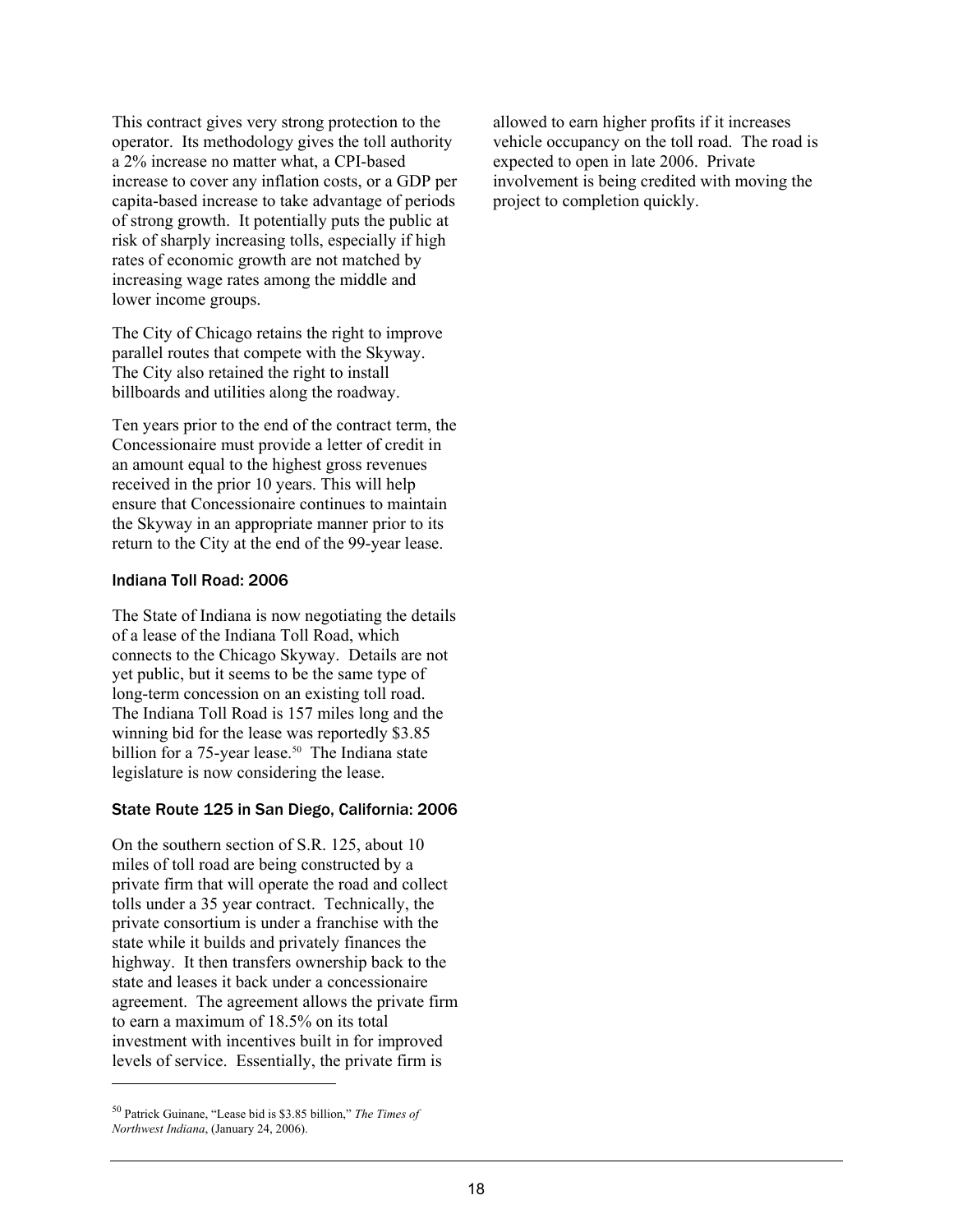This contract gives very strong protection to the operator. Its methodology gives the toll authority a 2% increase no matter what, a CPI-based increase to cover any inflation costs, or a GDP per capita-based increase to take advantage of periods of strong growth. It potentially puts the public at risk of sharply increasing tolls, especially if high rates of economic growth are not matched by increasing wage rates among the middle and lower income groups.

The City of Chicago retains the right to improve parallel routes that compete with the Skyway. The City also retained the right to install billboards and utilities along the roadway.

Ten years prior to the end of the contract term, the Concessionaire must provide a letter of credit in an amount equal to the highest gross revenues received in the prior 10 years. This will help ensure that Concessionaire continues to maintain the Skyway in an appropriate manner prior to its return to the City at the end of the 99-year lease.

### Indiana Toll Road: 2006

The State of Indiana is now negotiating the details of a lease of the Indiana Toll Road, which connects to the Chicago Skyway. Details are not yet public, but it seems to be the same type of long-term concession on an existing toll road. The Indiana Toll Road is 157 miles long and the winning bid for the lease was reportedly $3.85 billion for a 75-year lease.[50] The Indiana state legislature is now considering the lease.

### State Route 125 in San Diego, California: 2006

On the southern section of S.R. 125, about 10 miles of toll road are being constructed by a private firm that will operate the road and collect tolls under a 35 year contract. Technically, the private consortium is under a franchise with the state while it builds and privately finances the highway. It then transfers ownership back to the state and leases it back under a concessionaire agreement. The agreement allows the private firm to earn a maximum of 18.5% on its total investment with incentives built in for improved levels of service. Essentially, the private firm is allowed to earn higher profits if it increases vehicle occupancy on the toll road. The road is expected to open in late 2006. Private involvement is being credited with moving the project to completion quickly.

---

[50] Patrick Guinane, "Lease bid is $3.85 billion," *The Times of Northwest Indiana*, (January 24, 2006).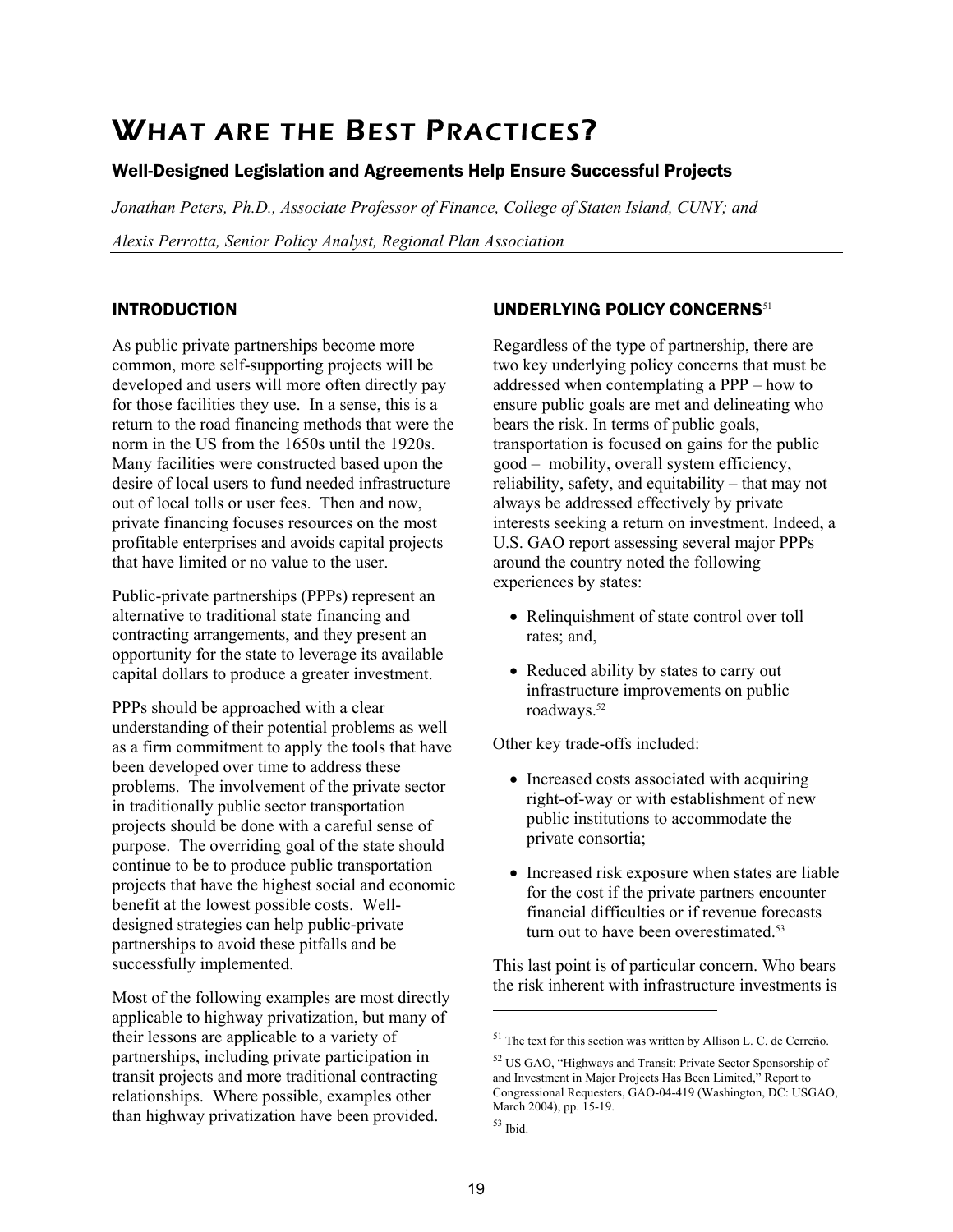# What are the Best Practices?

### Well-Designed Legislation and Agreements Help Ensure Successful Projects

*Jonathan Peters, Ph.D., Associate Professor of Finance, College of Staten Island, CUNY; and*

*Alexis Perrotta, Senior Policy Analyst, Regional Plan Association*

## INTRODUCTION

As public private partnerships become more common, more self-supporting projects will be developed and users will more often directly pay for those facilities they use. In a sense, this is a return to the road financing methods that were the norm in the US from the 1650s until the 1920s. Many facilities were constructed based upon the desire of local users to fund needed infrastructure out of local tolls or user fees. Then and now, private financing focuses resources on the most profitable enterprises and avoids capital projects that have limited or no value to the user.

Public-private partnerships (PPPs) represent an alternative to traditional state financing and contracting arrangements, and they present an opportunity for the state to leverage its available capital dollars to produce a greater investment.

PPPs should be approached with a clear understanding of their potential problems as well as a firm commitment to apply the tools that have been developed over time to address these problems. The involvement of the private sector in traditionally public sector transportation projects should be done with a careful sense of purpose. The overriding goal of the state should continue to be to produce public transportation projects that have the highest social and economic benefit at the lowest possible costs. Well-designed strategies can help public-private partnerships to avoid these pitfalls and be successfully implemented.

Most of the following examples are most directly applicable to highway privatization, but many of their lessons are applicable to a variety of partnerships, including private participation in transit projects and more traditional contracting relationships. Where possible, examples other than highway privatization have been provided.

## UNDERLYING POLICY CONCERNS[51]

Regardless of the type of partnership, there are two key underlying policy concerns that must be addressed when contemplating a PPP – how to ensure public goals are met and delineating who bears the risk. In terms of public goals, transportation is focused on gains for the public good – mobility, overall system efficiency, reliability, safety, and equitability – that may not always be addressed effectively by private interests seeking a return on investment. Indeed, a U.S. GAO report assessing several major PPPs around the country noted the following experiences by states:

- Relinquishment of state control over toll rates; and,
- Reduced ability by states to carry out infrastructure improvements on public roadways.[52]

Other key trade-offs included:

- Increased costs associated with acquiring right-of-way or with establishment of new public institutions to accommodate the private consortia;
- Increased risk exposure when states are liable for the cost if the private partners encounter financial difficulties or if revenue forecasts turn out to have been overestimated.[53]

This last point is of particular concern. Who bears the risk inherent with infrastructure investments is

---

[51] The text for this section was written by Allison L. C. de Cerreño.

[52] US GAO, "Highways and Transit: Private Sector Sponsorship of and Investment in Major Projects Has Been Limited," Report to Congressional Requesters, GAO-04-419 (Washington, DC: USGAO, March 2004), pp. 15-19.

[53] Ibid.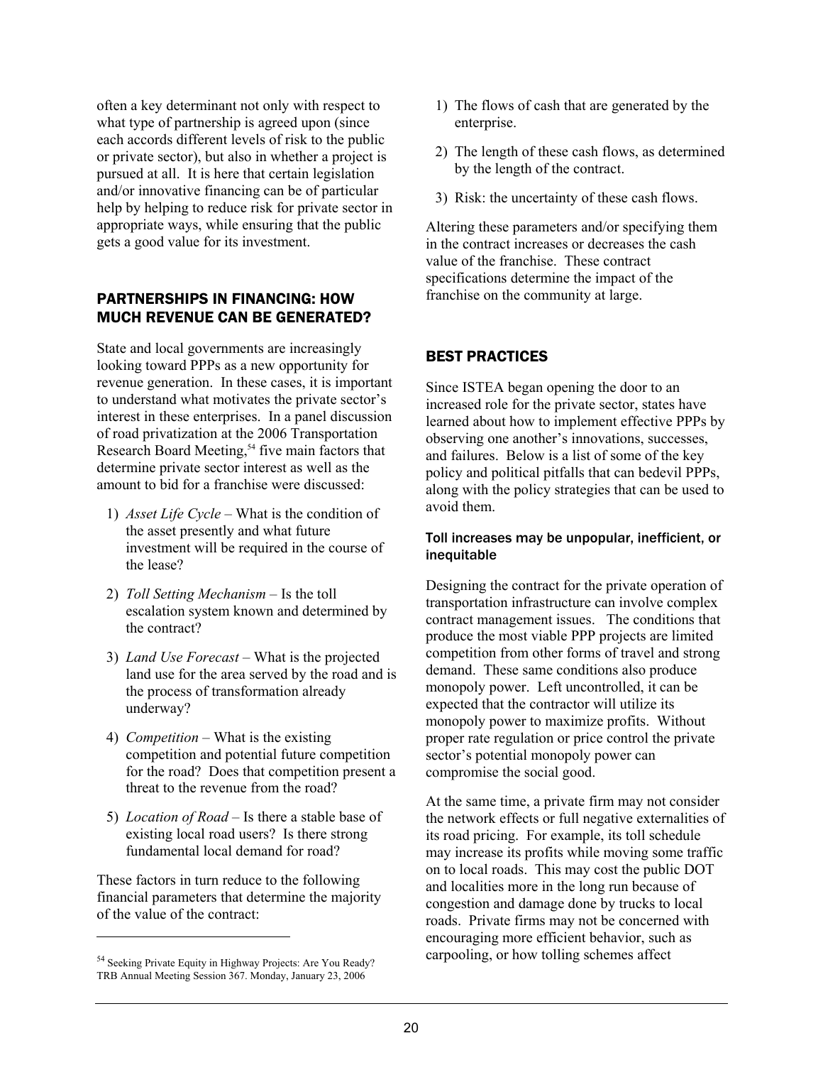often a key determinant not only with respect to what type of partnership is agreed upon (since each accords different levels of risk to the public or private sector), but also in whether a project is pursued at all. It is here that certain legislation and/or innovative financing can be of particular help by helping to reduce risk for private sector in appropriate ways, while ensuring that the public gets a good value for its investment.

## PARTNERSHIPS IN FINANCING: HOW MUCH REVENUE CAN BE GENERATED?

State and local governments are increasingly looking toward PPPs as a new opportunity for revenue generation. In these cases, it is important to understand what motivates the private sector's interest in these enterprises. In a panel discussion of road privatization at the 2006 Transportation Research Board Meeting,[54] five main factors that determine private sector interest as well as the amount to bid for a franchise were discussed:

1) *Asset Life Cycle* – What is the condition of the asset presently and what future investment will be required in the course of the lease?
2) *Toll Setting Mechanism* – Is the toll escalation system known and determined by the contract?
3) *Land Use Forecast* – What is the projected land use for the area served by the road and is the process of transformation already underway?
4) *Competition* – What is the existing competition and potential future competition for the road? Does that competition present a threat to the revenue from the road?
5) *Location of Road* – Is there a stable base of existing local road users? Is there strong fundamental local demand for road?

These factors in turn reduce to the following financial parameters that determine the majority of the value of the contract:

1) The flows of cash that are generated by the enterprise.
2) The length of these cash flows, as determined by the length of the contract.
3) Risk: the uncertainty of these cash flows.

Altering these parameters and/or specifying them in the contract increases or decreases the cash value of the franchise. These contract specifications determine the impact of the franchise on the community at large.

## BEST PRACTICES

Since ISTEA began opening the door to an increased role for the private sector, states have learned about how to implement effective PPPs by observing one another's innovations, successes, and failures. Below is a list of some of the key policy and political pitfalls that can bedevil PPPs, along with the policy strategies that can be used to avoid them.

### Toll increases may be unpopular, inefficient, or inequitable

Designing the contract for the private operation of transportation infrastructure can involve complex contract management issues. The conditions that produce the most viable PPP projects are limited competition from other forms of travel and strong demand. These same conditions also produce monopoly power. Left uncontrolled, it can be expected that the contractor will utilize its monopoly power to maximize profits. Without proper rate regulation or price control the private sector's potential monopoly power can compromise the social good.

At the same time, a private firm may not consider the network effects or full negative externalities of its road pricing. For example, its toll schedule may increase its profits while moving some traffic on to local roads. This may cost the public DOT and localities more in the long run because of congestion and damage done by trucks to local roads. Private firms may not be concerned with encouraging more efficient behavior, such as carpooling, or how tolling schemes affect

---

[54] Seeking Private Equity in Highway Projects: Are You Ready? TRB Annual Meeting Session 367. Monday, January 23, 2006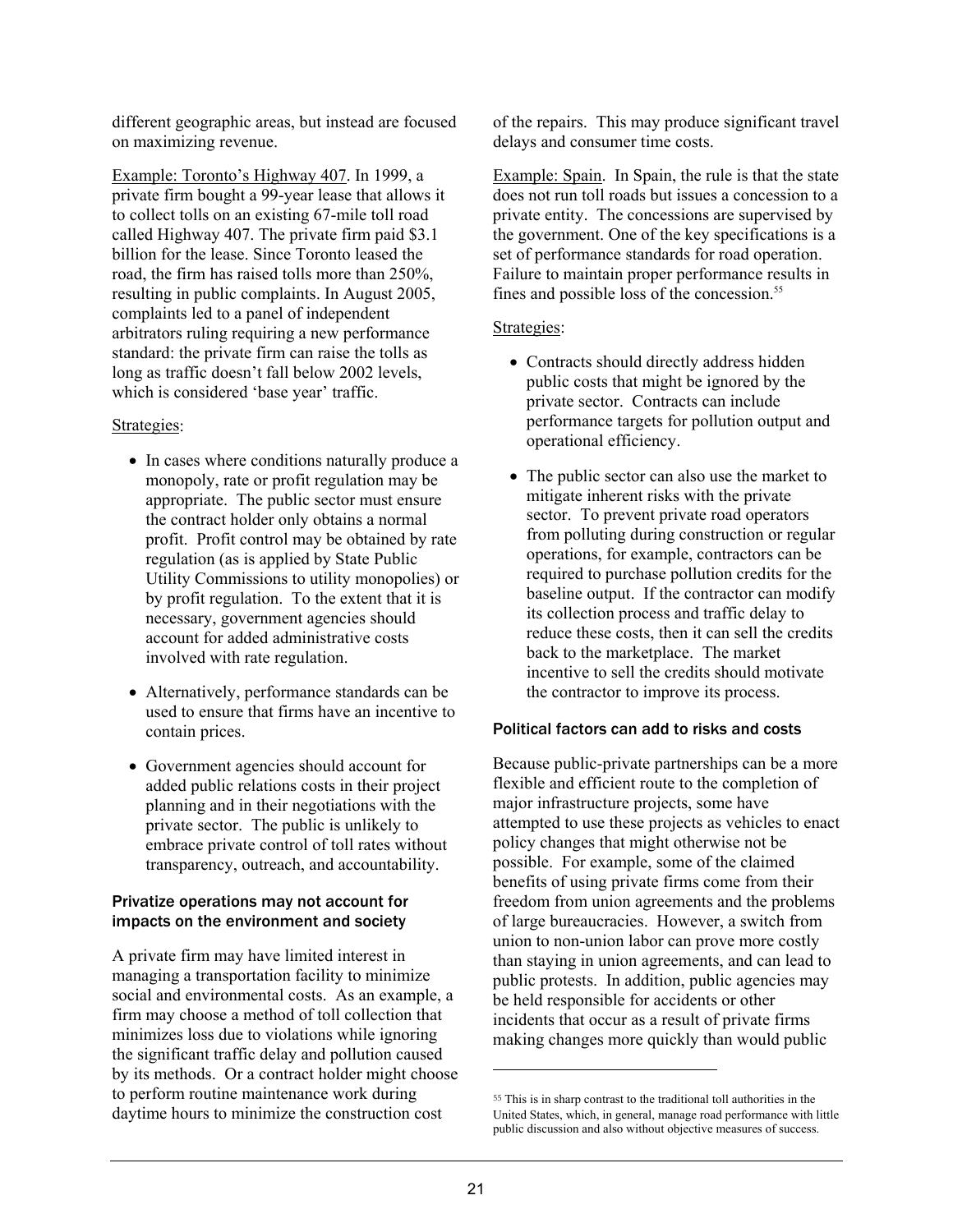different geographic areas, but instead are focused on maximizing revenue.

Example: Toronto's Highway 407. In 1999, a private firm bought a 99-year lease that allows it to collect tolls on an existing 67-mile toll road called Highway 407. The private firm paid $3.1 billion for the lease. Since Toronto leased the road, the firm has raised tolls more than 250%, resulting in public complaints. In August 2005, complaints led to a panel of independent arbitrators ruling requiring a new performance standard: the private firm can raise the tolls as long as traffic doesn't fall below 2002 levels, which is considered 'base year' traffic.

Strategies:

- In cases where conditions naturally produce a monopoly, rate or profit regulation may be appropriate. The public sector must ensure the contract holder only obtains a normal profit. Profit control may be obtained by rate regulation (as is applied by State Public Utility Commissions to utility monopolies) or by profit regulation. To the extent that it is necessary, government agencies should account for added administrative costs involved with rate regulation.
- Alternatively, performance standards can be used to ensure that firms have an incentive to contain prices.
- Government agencies should account for added public relations costs in their project planning and in their negotiations with the private sector. The public is unlikely to embrace private control of toll rates without transparency, outreach, and accountability.

#### Privatize operations may not account for impacts on the environment and society

A private firm may have limited interest in managing a transportation facility to minimize social and environmental costs. As an example, a firm may choose a method of toll collection that minimizes loss due to violations while ignoring the significant traffic delay and pollution caused by its methods. Or a contract holder might choose to perform routine maintenance work during daytime hours to minimize the construction cost of the repairs. This may produce significant travel delays and consumer time costs.

Example: Spain. In Spain, the rule is that the state does not run toll roads but issues a concession to a private entity. The concessions are supervised by the government. One of the key specifications is a set of performance standards for road operation. Failure to maintain proper performance results in fines and possible loss of the concession.[55]

Strategies:

- Contracts should directly address hidden public costs that might be ignored by the private sector. Contracts can include performance targets for pollution output and operational efficiency.
- The public sector can also use the market to mitigate inherent risks with the private sector. To prevent private road operators from polluting during construction or regular operations, for example, contractors can be required to purchase pollution credits for the baseline output. If the contractor can modify its collection process and traffic delay to reduce these costs, then it can sell the credits back to the marketplace. The market incentive to sell the credits should motivate the contractor to improve its process.

#### Political factors can add to risks and costs

Because public-private partnerships can be a more flexible and efficient route to the completion of major infrastructure projects, some have attempted to use these projects as vehicles to enact policy changes that might otherwise not be possible. For example, some of the claimed benefits of using private firms come from their freedom from union agreements and the problems of large bureaucracies. However, a switch from union to non-union labor can prove more costly than staying in union agreements, and can lead to public protests. In addition, public agencies may be held responsible for accidents or other incidents that occur as a result of private firms making changes more quickly than would public

[55] This is in sharp contrast to the traditional toll authorities in the United States, which, in general, manage road performance with little public discussion and also without objective measures of success.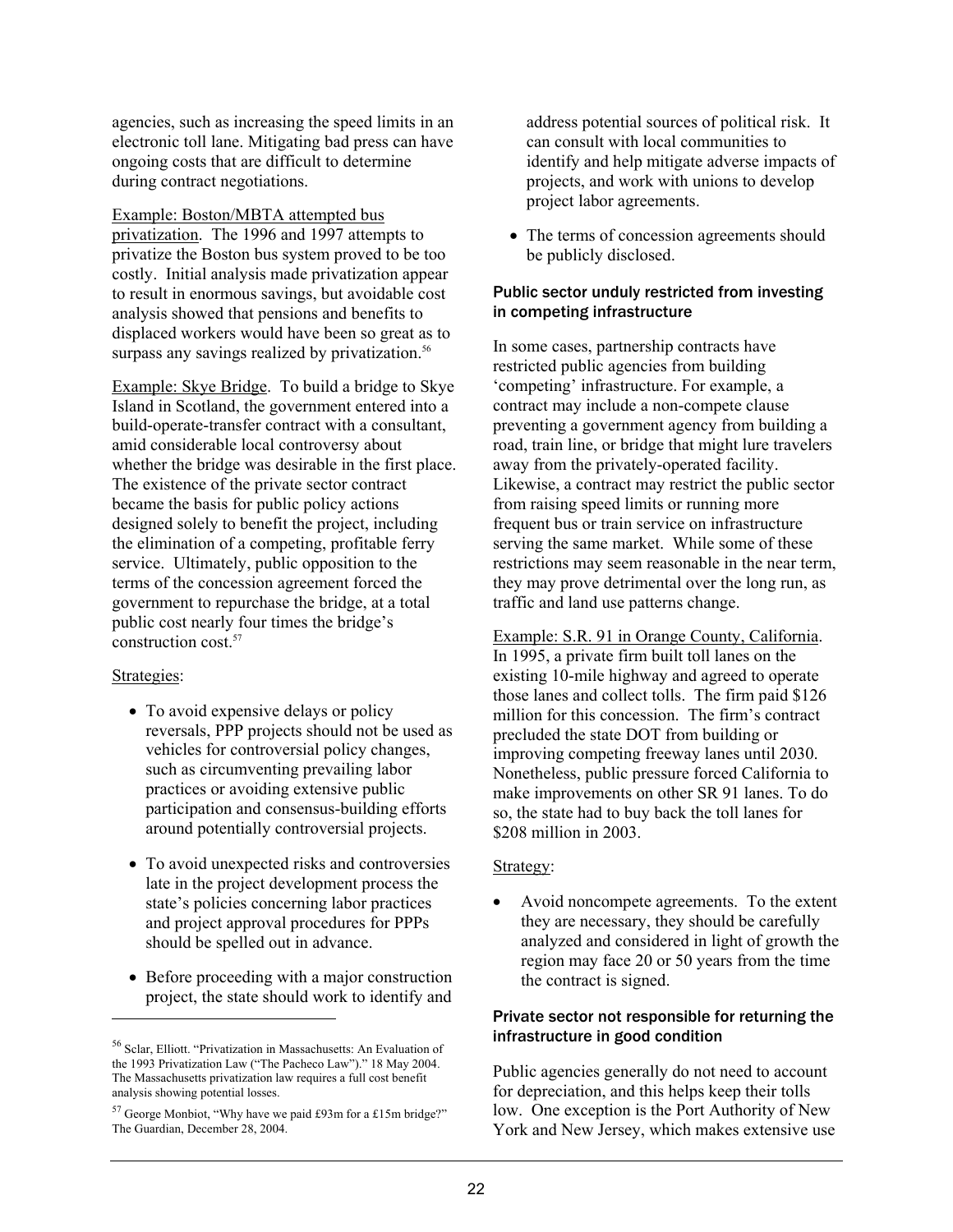agencies, such as increasing the speed limits in an electronic toll lane. Mitigating bad press can have ongoing costs that are difficult to determine during contract negotiations.

Example: Boston/MBTA attempted bus privatization. The 1996 and 1997 attempts to privatize the Boston bus system proved to be too costly. Initial analysis made privatization appear to result in enormous savings, but avoidable cost analysis showed that pensions and benefits to displaced workers would have been so great as to surpass any savings realized by privatization.[56]

Example: Skye Bridge. To build a bridge to Skye Island in Scotland, the government entered into a build-operate-transfer contract with a consultant, amid considerable local controversy about whether the bridge was desirable in the first place. The existence of the private sector contract became the basis for public policy actions designed solely to benefit the project, including the elimination of a competing, profitable ferry service. Ultimately, public opposition to the terms of the concession agreement forced the government to repurchase the bridge, at a total public cost nearly four times the bridge's construction cost.[57]

Strategies:

- To avoid expensive delays or policy reversals, PPP projects should not be used as vehicles for controversial policy changes, such as circumventing prevailing labor practices or avoiding extensive public participation and consensus-building efforts around potentially controversial projects.
- To avoid unexpected risks and controversies late in the project development process the state's policies concerning labor practices and project approval procedures for PPPs should be spelled out in advance.
- Before proceeding with a major construction project, the state should work to identify and address potential sources of political risk. It can consult with local communities to identify and help mitigate adverse impacts of projects, and work with unions to develop project labor agreements.
- The terms of concession agreements should be publicly disclosed.

#### Public sector unduly restricted from investing in competing infrastructure

In some cases, partnership contracts have restricted public agencies from building 'competing' infrastructure. For example, a contract may include a non-compete clause preventing a government agency from building a road, train line, or bridge that might lure travelers away from the privately-operated facility. Likewise, a contract may restrict the public sector from raising speed limits or running more frequent bus or train service on infrastructure serving the same market. While some of these restrictions may seem reasonable in the near term, they may prove detrimental over the long run, as traffic and land use patterns change.

Example: S.R. 91 in Orange County, California. In 1995, a private firm built toll lanes on the existing 10-mile highway and agreed to operate those lanes and collect tolls. The firm paid $126 million for this concession. The firm's contract precluded the state DOT from building or improving competing freeway lanes until 2030. Nonetheless, public pressure forced California to make improvements on other SR 91 lanes. To do so, the state had to buy back the toll lanes for $208 million in 2003.

Strategy:

- Avoid noncompete agreements. To the extent they are necessary, they should be carefully analyzed and considered in light of growth the region may face 20 or 50 years from the time the contract is signed.

#### Private sector not responsible for returning the infrastructure in good condition

Public agencies generally do not need to account for depreciation, and this helps keep their tolls low. One exception is the Port Authority of New York and New Jersey, which makes extensive use

---

[56] Sclar, Elliott. "Privatization in Massachusetts: An Evaluation of the 1993 Privatization Law ("The Pacheco Law")." 18 May 2004. The Massachusetts privatization law requires a full cost benefit analysis showing potential losses.

[57] George Monbiot, "Why have we paid £93m for a £15m bridge?" The Guardian, December 28, 2004.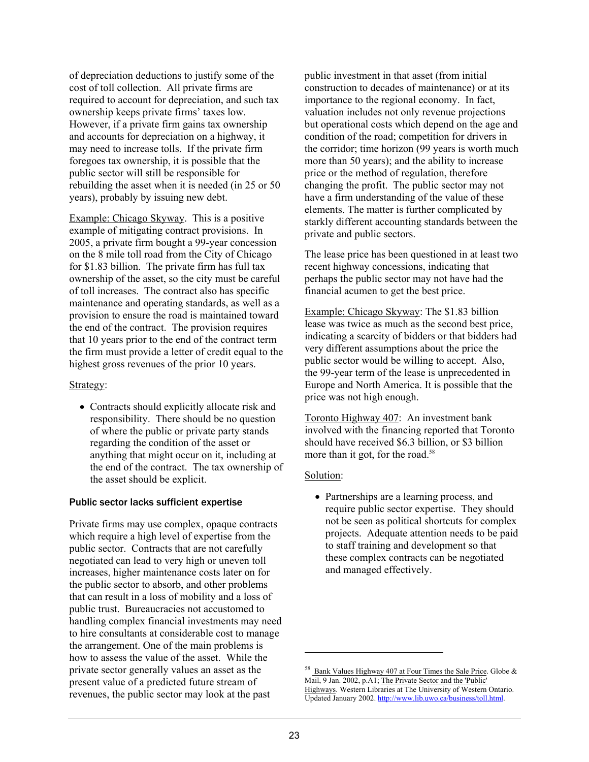of depreciation deductions to justify some of the cost of toll collection. All private firms are required to account for depreciation, and such tax ownership keeps private firms' taxes low. However, if a private firm gains tax ownership and accounts for depreciation on a highway, it may need to increase tolls. If the private firm foregoes tax ownership, it is possible that the public sector will still be responsible for rebuilding the asset when it is needed (in 25 or 50 years), probably by issuing new debt.

Example: Chicago Skyway. This is a positive example of mitigating contract provisions. In 2005, a private firm bought a 99-year concession on the 8 mile toll road from the City of Chicago for $1.83 billion. The private firm has full tax ownership of the asset, so the city must be careful of toll increases. The contract also has specific maintenance and operating standards, as well as a provision to ensure the road is maintained toward the end of the contract. The provision requires that 10 years prior to the end of the contract term the firm must provide a letter of credit equal to the highest gross revenues of the prior 10 years.

Strategy:

- Contracts should explicitly allocate risk and responsibility. There should be no question of where the public or private party stands regarding the condition of the asset or anything that might occur on it, including at the end of the contract. The tax ownership of the asset should be explicit.

#### Public sector lacks sufficient expertise

Private firms may use complex, opaque contracts which require a high level of expertise from the public sector. Contracts that are not carefully negotiated can lead to very high or uneven toll increases, higher maintenance costs later on for the public sector to absorb, and other problems that can result in a loss of mobility and a loss of public trust. Bureaucracies not accustomed to handling complex financial investments may need to hire consultants at considerable cost to manage the arrangement. One of the main problems is how to assess the value of the asset. While the private sector generally values an asset as the present value of a predicted future stream of revenues, the public sector may look at the past public investment in that asset (from initial construction to decades of maintenance) or at its importance to the regional economy. In fact, valuation includes not only revenue projections but operational costs which depend on the age and condition of the road; competition for drivers in the corridor; time horizon (99 years is worth much more than 50 years); and the ability to increase price or the method of regulation, therefore changing the profit. The public sector may not have a firm understanding of the value of these elements. The matter is further complicated by starkly different accounting standards between the private and public sectors.

The lease price has been questioned in at least two recent highway concessions, indicating that perhaps the public sector may not have had the financial acumen to get the best price.

Example: Chicago Skyway: The $1.83 billion lease was twice as much as the second best price, indicating a scarcity of bidders or that bidders had very different assumptions about the price the public sector would be willing to accept. Also, the 99-year term of the lease is unprecedented in Europe and North America. It is possible that the price was not high enough.

Toronto Highway 407: An investment bank involved with the financing reported that Toronto should have received $6.3 billion, or $3 billion more than it got, for the road.[58]

Solution:

- Partnerships are a learning process, and require public sector expertise. They should not be seen as political shortcuts for complex projects. Adequate attention needs to be paid to staff training and development so that these complex contracts can be negotiated and managed effectively.

---

[58] Bank Values Highway 407 at Four Times the Sale Price. Globe & Mail, 9 Jan. 2002, p.A1; The Private Sector and the 'Public' Highways. Western Libraries at The University of Western Ontario. Updated January 2002. http://www.lib.uwo.ca/business/toll.html.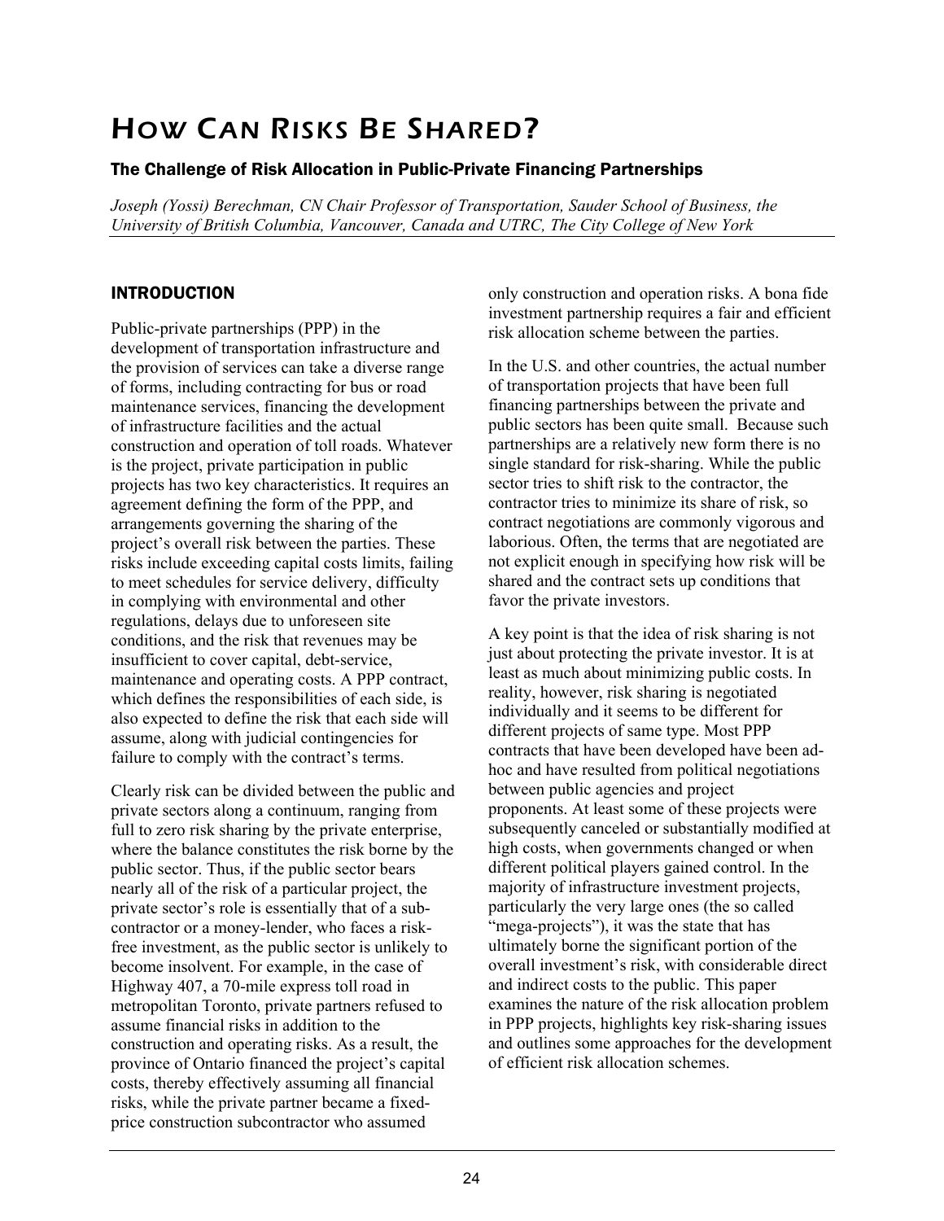# How Can Risks Be Shared?

### The Challenge of Risk Allocation in Public-Private Financing Partnerships

*Joseph (Yossi) Berechman, CN Chair Professor of Transportation, Sauder School of Business, the University of British Columbia, Vancouver, Canada and UTRC, The City College of New York*

## INTRODUCTION

Public-private partnerships (PPP) in the development of transportation infrastructure and the provision of services can take a diverse range of forms, including contracting for bus or road maintenance services, financing the development of infrastructure facilities and the actual construction and operation of toll roads. Whatever is the project, private participation in public projects has two key characteristics. It requires an agreement defining the form of the PPP, and arrangements governing the sharing of the project's overall risk between the parties. These risks include exceeding capital costs limits, failing to meet schedules for service delivery, difficulty in complying with environmental and other regulations, delays due to unforeseen site conditions, and the risk that revenues may be insufficient to cover capital, debt-service, maintenance and operating costs. A PPP contract, which defines the responsibilities of each side, is also expected to define the risk that each side will assume, along with judicial contingencies for failure to comply with the contract's terms.

Clearly risk can be divided between the public and private sectors along a continuum, ranging from full to zero risk sharing by the private enterprise, where the balance constitutes the risk borne by the public sector. Thus, if the public sector bears nearly all of the risk of a particular project, the private sector's role is essentially that of a sub-contractor or a money-lender, who faces a risk-free investment, as the public sector is unlikely to become insolvent. For example, in the case of Highway 407, a 70-mile express toll road in metropolitan Toronto, private partners refused to assume financial risks in addition to the construction and operating risks. As a result, the province of Ontario financed the project's capital costs, thereby effectively assuming all financial risks, while the private partner became a fixed-price construction subcontractor who assumed only construction and operation risks. A bona fide investment partnership requires a fair and efficient risk allocation scheme between the parties.

In the U.S. and other countries, the actual number of transportation projects that have been full financing partnerships between the private and public sectors has been quite small. Because such partnerships are a relatively new form there is no single standard for risk-sharing. While the public sector tries to shift risk to the contractor, the contractor tries to minimize its share of risk, so contract negotiations are commonly vigorous and laborious. Often, the terms that are negotiated are not explicit enough in specifying how risk will be shared and the contract sets up conditions that favor the private investors.

A key point is that the idea of risk sharing is not just about protecting the private investor. It is at least as much about minimizing public costs. In reality, however, risk sharing is negotiated individually and it seems to be different for different projects of same type. Most PPP contracts that have been developed have been ad-hoc and have resulted from political negotiations between public agencies and project proponents. At least some of these projects were subsequently canceled or substantially modified at high costs, when governments changed or when different political players gained control. In the majority of infrastructure investment projects, particularly the very large ones (the so called "mega-projects"), it was the state that has ultimately borne the significant portion of the overall investment's risk, with considerable direct and indirect costs to the public. This paper examines the nature of the risk allocation problem in PPP projects, highlights key risk-sharing issues and outlines some approaches for the development of efficient risk allocation schemes.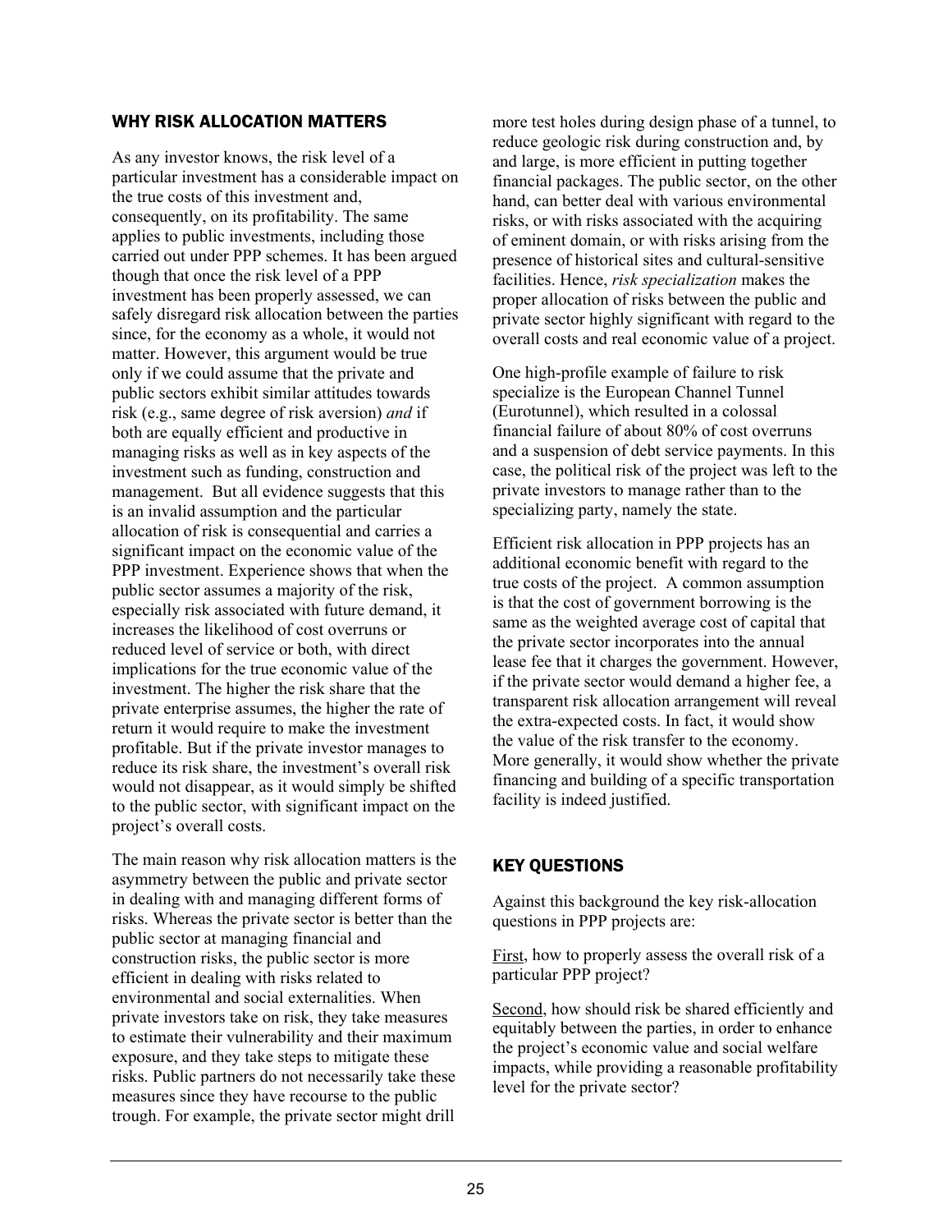## WHY RISK ALLOCATION MATTERS

As any investor knows, the risk level of a particular investment has a considerable impact on the true costs of this investment and, consequently, on its profitability. The same applies to public investments, including those carried out under PPP schemes. It has been argued though that once the risk level of a PPP investment has been properly assessed, we can safely disregard risk allocation between the parties since, for the economy as a whole, it would not matter. However, this argument would be true only if we could assume that the private and public sectors exhibit similar attitudes towards risk (e.g., same degree of risk aversion) *and* if both are equally efficient and productive in managing risks as well as in key aspects of the investment such as funding, construction and management. But all evidence suggests that this is an invalid assumption and the particular allocation of risk is consequential and carries a significant impact on the economic value of the PPP investment. Experience shows that when the public sector assumes a majority of the risk, especially risk associated with future demand, it increases the likelihood of cost overruns or reduced level of service or both, with direct implications for the true economic value of the investment. The higher the risk share that the private enterprise assumes, the higher the rate of return it would require to make the investment profitable. But if the private investor manages to reduce its risk share, the investment's overall risk would not disappear, as it would simply be shifted to the public sector, with significant impact on the project's overall costs.

The main reason why risk allocation matters is the asymmetry between the public and private sector in dealing with and managing different forms of risks. Whereas the private sector is better than the public sector at managing financial and construction risks, the public sector is more efficient in dealing with risks related to environmental and social externalities. When private investors take on risk, they take measures to estimate their vulnerability and their maximum exposure, and they take steps to mitigate these risks. Public partners do not necessarily take these measures since they have recourse to the public trough. For example, the private sector might drill more test holes during design phase of a tunnel, to reduce geologic risk during construction and, by and large, is more efficient in putting together financial packages. The public sector, on the other hand, can better deal with various environmental risks, or with risks associated with the acquiring of eminent domain, or with risks arising from the presence of historical sites and cultural-sensitive facilities. Hence, *risk specialization* makes the proper allocation of risks between the public and private sector highly significant with regard to the overall costs and real economic value of a project.

One high-profile example of failure to risk specialize is the European Channel Tunnel (Eurotunnel), which resulted in a colossal financial failure of about 80% of cost overruns and a suspension of debt service payments. In this case, the political risk of the project was left to the private investors to manage rather than to the specializing party, namely the state.

Efficient risk allocation in PPP projects has an additional economic benefit with regard to the true costs of the project. A common assumption is that the cost of government borrowing is the same as the weighted average cost of capital that the private sector incorporates into the annual lease fee that it charges the government. However, if the private sector would demand a higher fee, a transparent risk allocation arrangement will reveal the extra-expected costs. In fact, it would show the value of the risk transfer to the economy. More generally, it would show whether the private financing and building of a specific transportation facility is indeed justified.

## KEY QUESTIONS

Against this background the key risk-allocation questions in PPP projects are:

First, how to properly assess the overall risk of a particular PPP project?

Second, how should risk be shared efficiently and equitably between the parties, in order to enhance the project's economic value and social welfare impacts, while providing a reasonable profitability level for the private sector?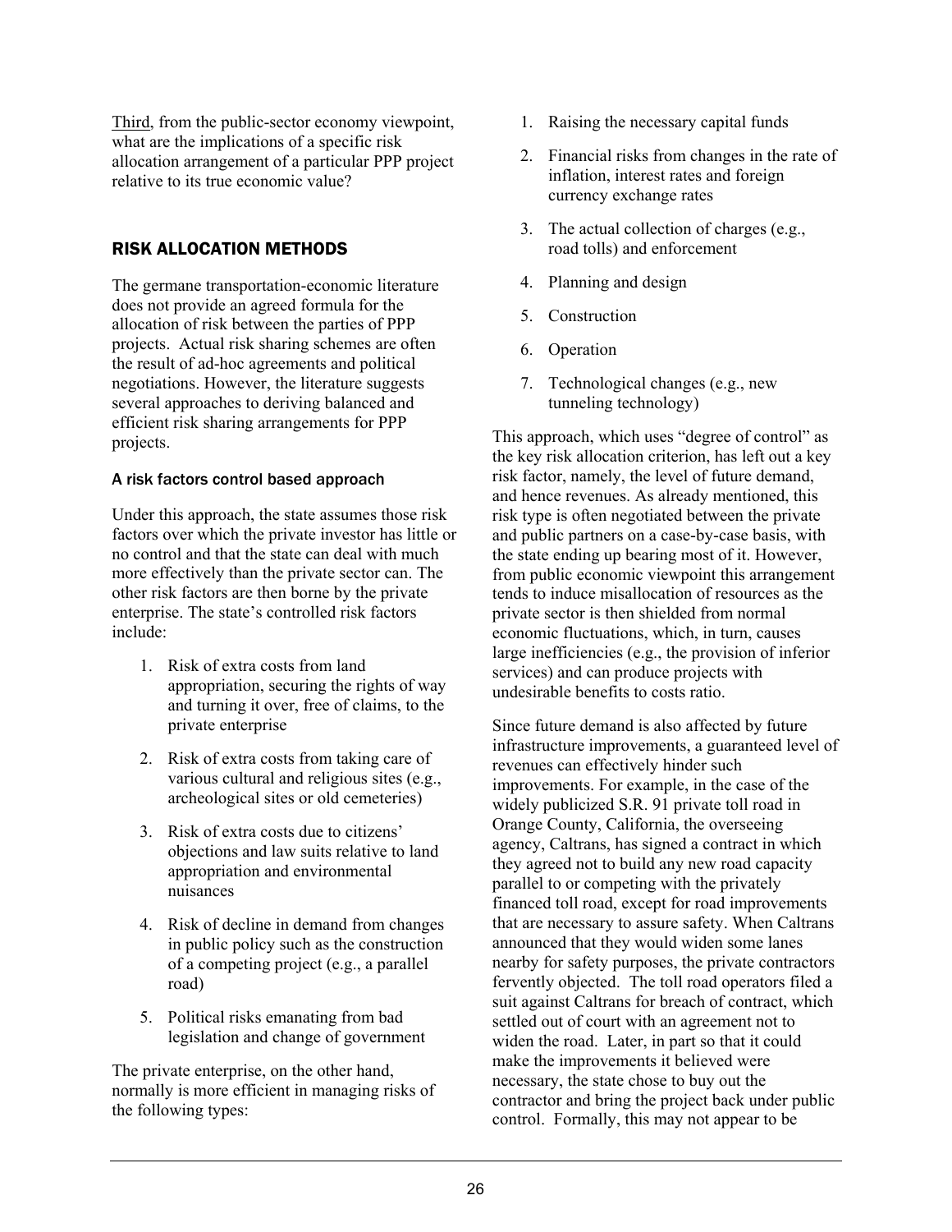<u>Third</u>, from the public-sector economy viewpoint, what are the implications of a specific risk allocation arrangement of a particular PPP project relative to its true economic value?

## RISK ALLOCATION METHODS

The germane transportation-economic literature does not provide an agreed formula for the allocation of risk between the parties of PPP projects. Actual risk sharing schemes are often the result of ad-hoc agreements and political negotiations. However, the literature suggests several approaches to deriving balanced and efficient risk sharing arrangements for PPP projects.

### A risk factors control based approach

Under this approach, the state assumes those risk factors over which the private investor has little or no control and that the state can deal with much more effectively than the private sector can. The other risk factors are then borne by the private enterprise. The state's controlled risk factors include:

1. Risk of extra costs from land appropriation, securing the rights of way and turning it over, free of claims, to the private enterprise
2. Risk of extra costs from taking care of various cultural and religious sites (e.g., archeological sites or old cemeteries)
3. Risk of extra costs due to citizens' objections and law suits relative to land appropriation and environmental nuisances
4. Risk of decline in demand from changes in public policy such as the construction of a competing project (e.g., a parallel road)
5. Political risks emanating from bad legislation and change of government

The private enterprise, on the other hand, normally is more efficient in managing risks of the following types:

1. Raising the necessary capital funds
2. Financial risks from changes in the rate of inflation, interest rates and foreign currency exchange rates
3. The actual collection of charges (e.g., road tolls) and enforcement
4. Planning and design
5. Construction
6. Operation
7. Technological changes (e.g., new tunneling technology)

This approach, which uses "degree of control" as the key risk allocation criterion, has left out a key risk factor, namely, the level of future demand, and hence revenues. As already mentioned, this risk type is often negotiated between the private and public partners on a case-by-case basis, with the state ending up bearing most of it. However, from public economic viewpoint this arrangement tends to induce misallocation of resources as the private sector is then shielded from normal economic fluctuations, which, in turn, causes large inefficiencies (e.g., the provision of inferior services) and can produce projects with undesirable benefits to costs ratio.

Since future demand is also affected by future infrastructure improvements, a guaranteed level of revenues can effectively hinder such improvements. For example, in the case of the widely publicized S.R. 91 private toll road in Orange County, California, the overseeing agency, Caltrans, has signed a contract in which they agreed not to build any new road capacity parallel to or competing with the privately financed toll road, except for road improvements that are necessary to assure safety. When Caltrans announced that they would widen some lanes nearby for safety purposes, the private contractors fervently objected. The toll road operators filed a suit against Caltrans for breach of contract, which settled out of court with an agreement not to widen the road. Later, in part so that it could make the improvements it believed were necessary, the state chose to buy out the contractor and bring the project back under public control. Formally, this may not appear to be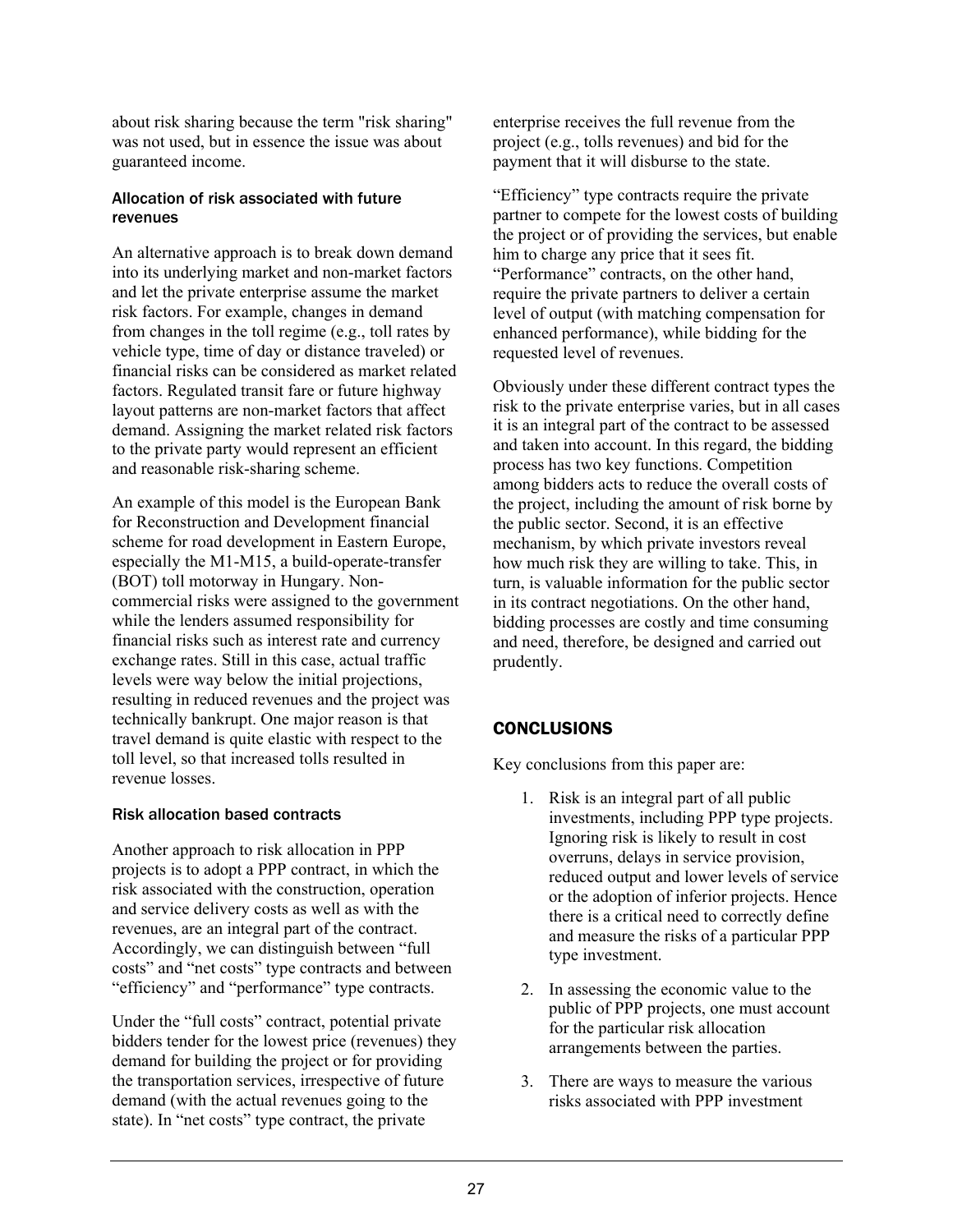about risk sharing because the term "risk sharing" was not used, but in essence the issue was about guaranteed income.

#### Allocation of risk associated with future revenues

An alternative approach is to break down demand into its underlying market and non-market factors and let the private enterprise assume the market risk factors. For example, changes in demand from changes in the toll regime (e.g., toll rates by vehicle type, time of day or distance traveled) or financial risks can be considered as market related factors. Regulated transit fare or future highway layout patterns are non-market factors that affect demand. Assigning the market related risk factors to the private party would represent an efficient and reasonable risk-sharing scheme.

An example of this model is the European Bank for Reconstruction and Development financial scheme for road development in Eastern Europe, especially the M1-M15, a build-operate-transfer (BOT) toll motorway in Hungary. Non-commercial risks were assigned to the government while the lenders assumed responsibility for financial risks such as interest rate and currency exchange rates. Still in this case, actual traffic levels were way below the initial projections, resulting in reduced revenues and the project was technically bankrupt. One major reason is that travel demand is quite elastic with respect to the toll level, so that increased tolls resulted in revenue losses.

#### Risk allocation based contracts

Another approach to risk allocation in PPP projects is to adopt a PPP contract, in which the risk associated with the construction, operation and service delivery costs as well as with the revenues, are an integral part of the contract. Accordingly, we can distinguish between "full costs" and "net costs" type contracts and between "efficiency" and "performance" type contracts.

Under the "full costs" contract, potential private bidders tender for the lowest price (revenues) they demand for building the project or for providing the transportation services, irrespective of future demand (with the actual revenues going to the state). In "net costs" type contract, the private enterprise receives the full revenue from the project (e.g., tolls revenues) and bid for the payment that it will disburse to the state.

"Efficiency" type contracts require the private partner to compete for the lowest costs of building the project or of providing the services, but enable him to charge any price that it sees fit. "Performance" contracts, on the other hand, require the private partners to deliver a certain level of output (with matching compensation for enhanced performance), while bidding for the requested level of revenues.

Obviously under these different contract types the risk to the private enterprise varies, but in all cases it is an integral part of the contract to be assessed and taken into account. In this regard, the bidding process has two key functions. Competition among bidders acts to reduce the overall costs of the project, including the amount of risk borne by the public sector. Second, it is an effective mechanism, by which private investors reveal how much risk they are willing to take. This, in turn, is valuable information for the public sector in its contract negotiations. On the other hand, bidding processes are costly and time consuming and need, therefore, be designed and carried out prudently.

## CONCLUSIONS

Key conclusions from this paper are:

1. Risk is an integral part of all public investments, including PPP type projects. Ignoring risk is likely to result in cost overruns, delays in service provision, reduced output and lower levels of service or the adoption of inferior projects. Hence there is a critical need to correctly define and measure the risks of a particular PPP type investment.
2. In assessing the economic value to the public of PPP projects, one must account for the particular risk allocation arrangements between the parties.
3. There are ways to measure the various risks associated with PPP investment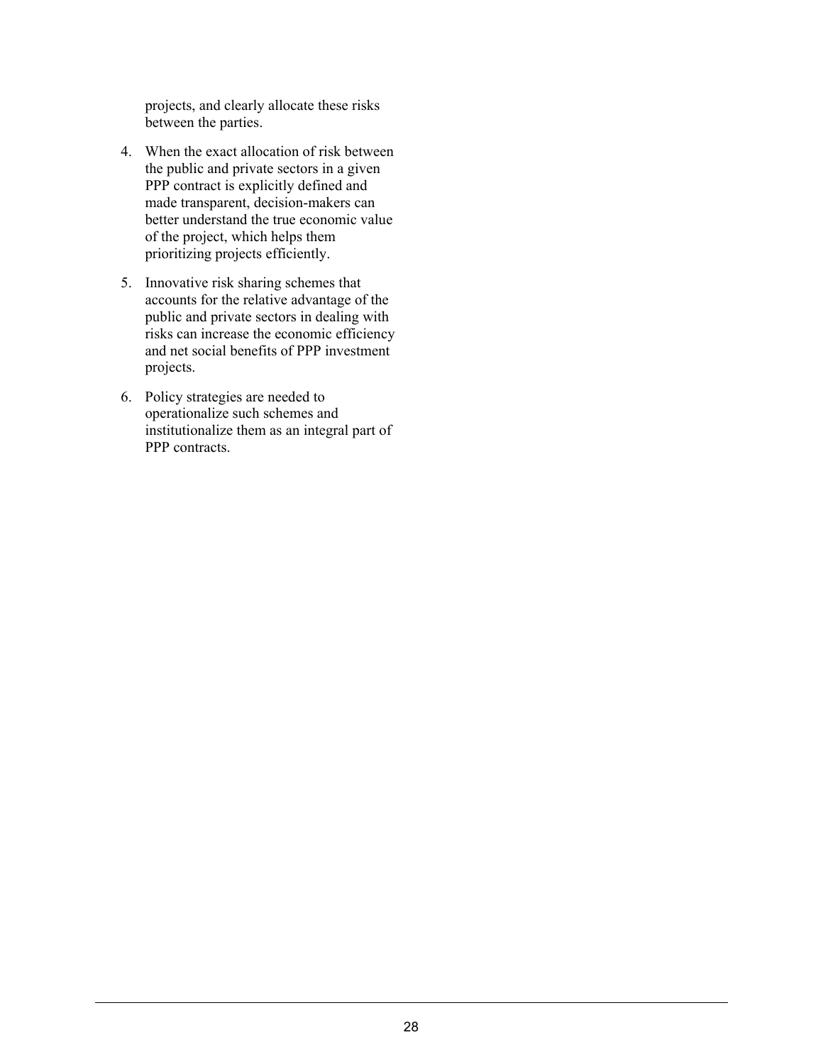projects, and clearly allocate these risks between the parties.

4. When the exact allocation of risk between the public and private sectors in a given PPP contract is explicitly defined and made transparent, decision-makers can better understand the true economic value of the project, which helps them prioritizing projects efficiently.

5. Innovative risk sharing schemes that accounts for the relative advantage of the public and private sectors in dealing with risks can increase the economic efficiency and net social benefits of PPP investment projects.

6. Policy strategies are needed to operationalize such schemes and institutionalize them as an integral part of PPP contracts.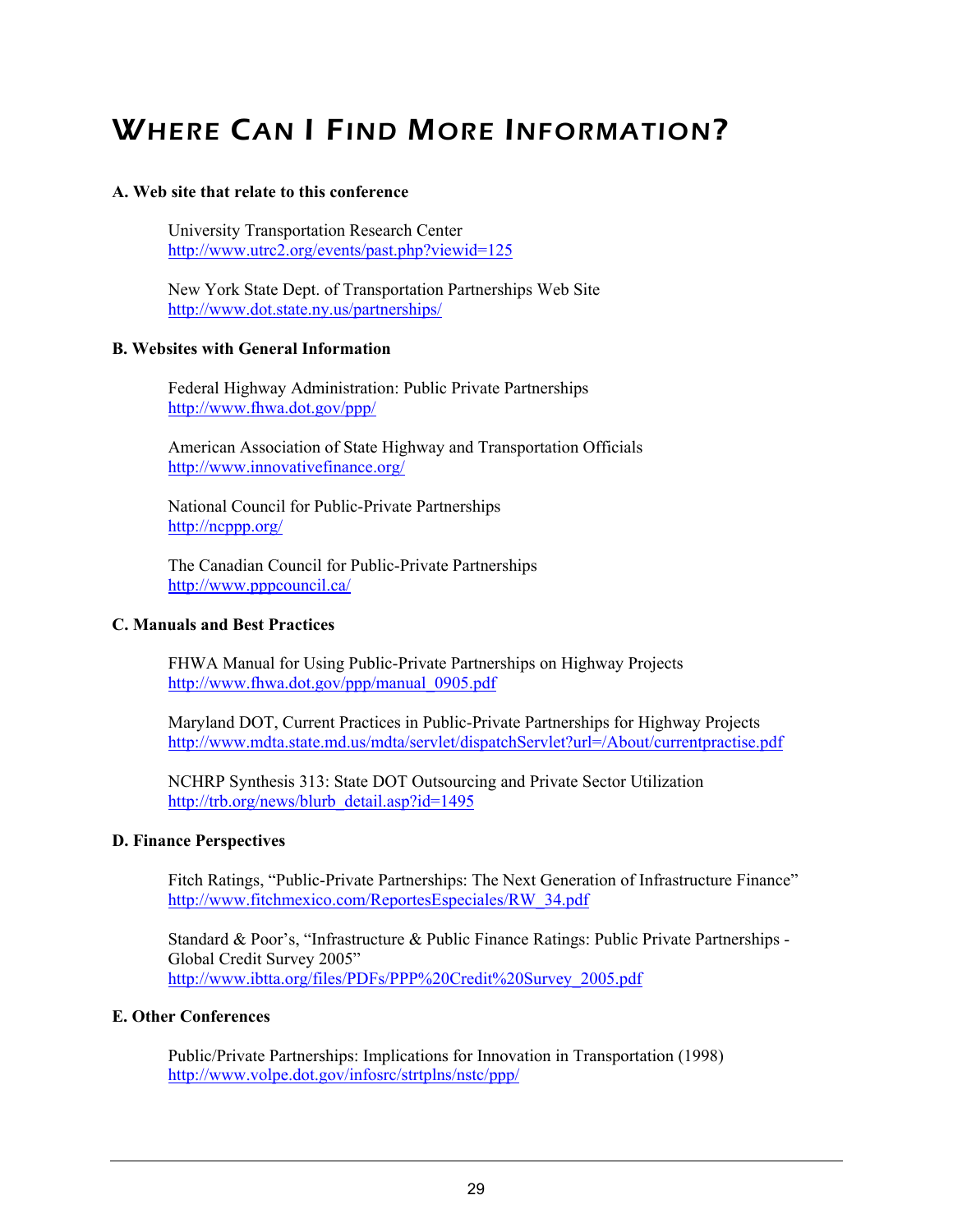# Where Can I Find More Information?

**A. Web site that relate to this conference**

University Transportation Research Center
http://www.utrc2.org/events/past.php?viewid=125

New York State Dept. of Transportation Partnerships Web Site
http://www.dot.state.ny.us/partnerships/

**B. Websites with General Information**

Federal Highway Administration: Public Private Partnerships
http://www.fhwa.dot.gov/ppp/

American Association of State Highway and Transportation Officials
http://www.innovativefinance.org/

National Council for Public-Private Partnerships
http://ncppp.org/

The Canadian Council for Public-Private Partnerships
http://www.pppcouncil.ca/

**C. Manuals and Best Practices**

FHWA Manual for Using Public-Private Partnerships on Highway Projects
http://www.fhwa.dot.gov/ppp/manual_0905.pdf

Maryland DOT, Current Practices in Public-Private Partnerships for Highway Projects
http://www.mdta.state.md.us/mdta/servlet/dispatchServlet?url=/About/currentpractise.pdf

NCHRP Synthesis 313: State DOT Outsourcing and Private Sector Utilization
http://trb.org/news/blurb_detail.asp?id=1495

**D. Finance Perspectives**

Fitch Ratings, "Public-Private Partnerships: The Next Generation of Infrastructure Finance"
http://www.fitchmexico.com/ReportesEspeciales/RW_34.pdf

Standard & Poor's, "Infrastructure & Public Finance Ratings: Public Private Partnerships - Global Credit Survey 2005"
http://www.ibtta.org/files/PDFs/PPP%20Credit%20Survey_2005.pdf

**E. Other Conferences**

Public/Private Partnerships: Implications for Innovation in Transportation (1998)
http://www.volpe.dot.gov/infosrc/strtplns/nstc/ppp/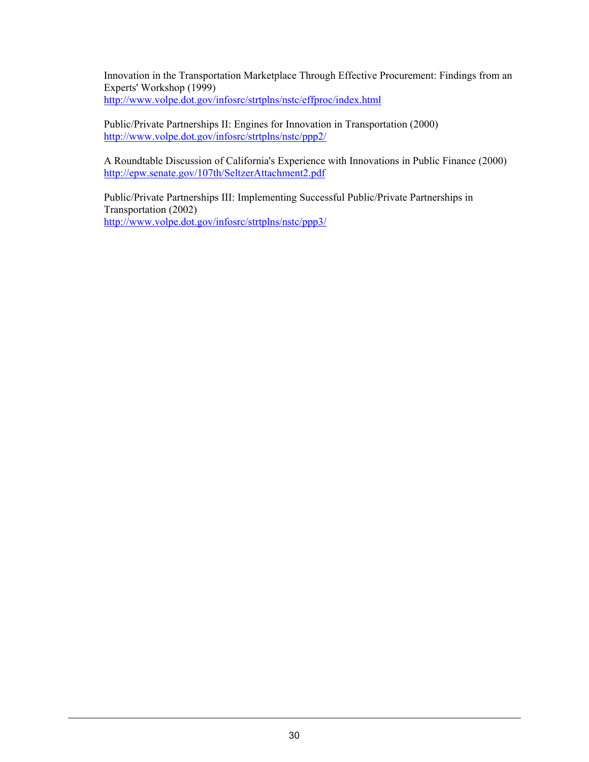Innovation in the Transportation Marketplace Through Effective Procurement: Findings from an Experts' Workshop (1999)
http://www.volpe.dot.gov/infosrc/strtplns/nstc/effproc/index.html

Public/Private Partnerships II: Engines for Innovation in Transportation (2000)
http://www.volpe.dot.gov/infosrc/strtplns/nstc/ppp2/

A Roundtable Discussion of California's Experience with Innovations in Public Finance (2000)
http://epw.senate.gov/107th/SeltzerAttachment2.pdf

Public/Private Partnerships III: Implementing Successful Public/Private Partnerships in Transportation (2002)
http://www.volpe.dot.gov/infosrc/strtplns/nstc/ppp3/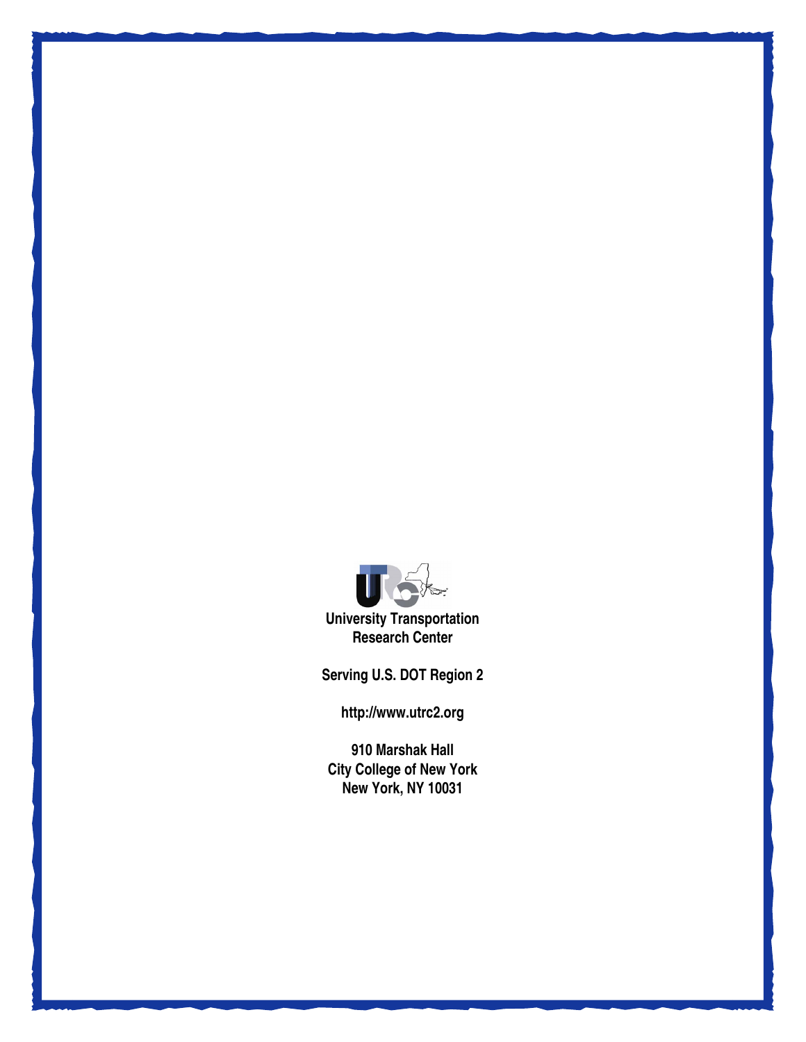**University Transportation Research Center**

**Serving U.S. DOT Region 2**

**http://www.utrc2.org**

**910 Marshak Hall**
**City College of New York**
**New York, NY 10031**